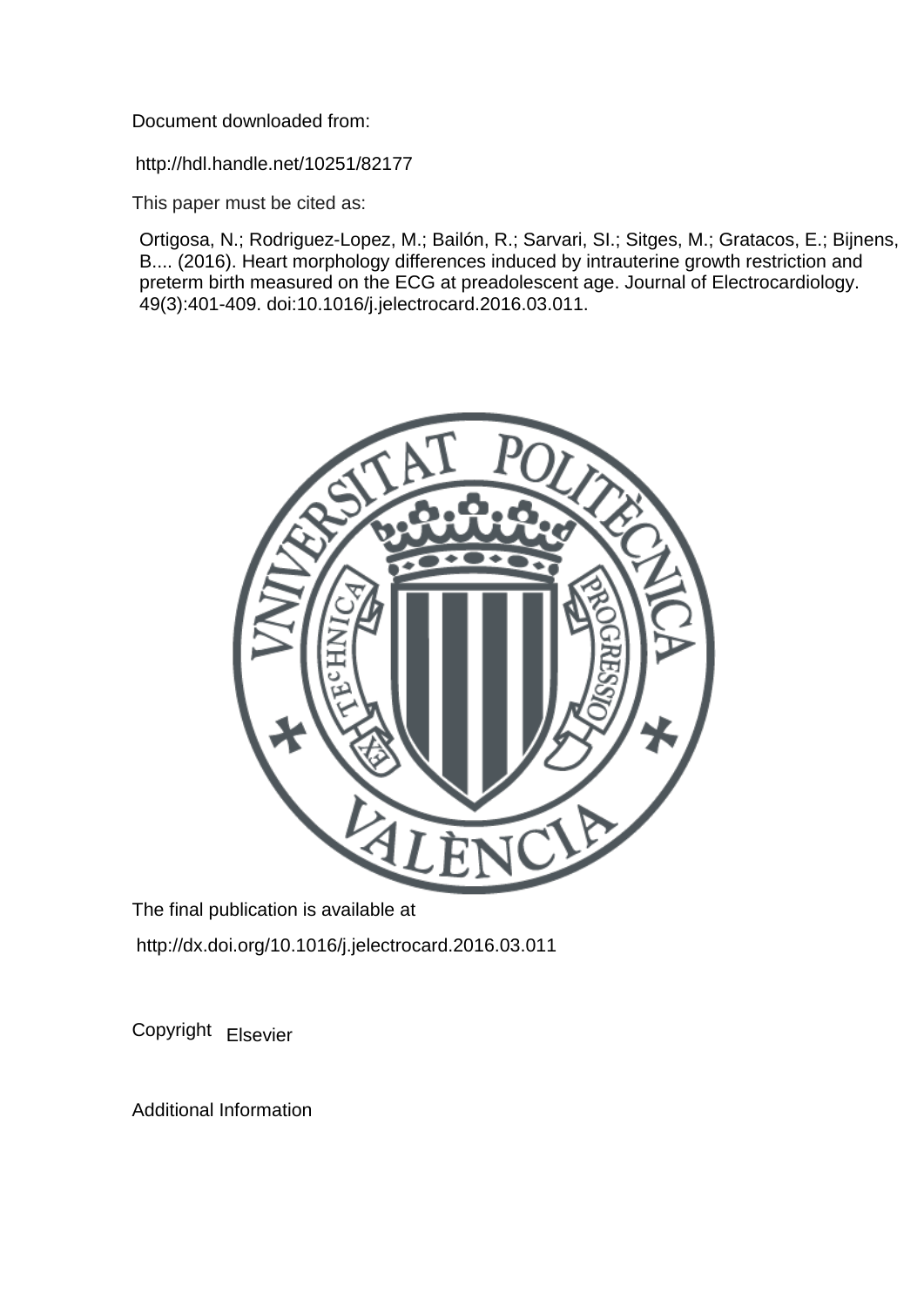Document downloaded from:

http://hdl.handle.net/10251/82177

This paper must be cited as:

Ortigosa, N.; Rodriguez-Lopez, M.; Bailón, R.; Sarvari, SI.; Sitges, M.; Gratacos, E.; Bijnens, B.... (2016). Heart morphology differences induced by intrauterine growth restriction and preterm birth measured on the ECG at preadolescent age. Journal of Electrocardiology. 49(3):401-409. doi:10.1016/j.jelectrocard.2016.03.011.

The final publication is available at

http://dx.doi.org/10.1016/j.jelectrocard.2016.03.011

Copyright Elsevier

Additional Information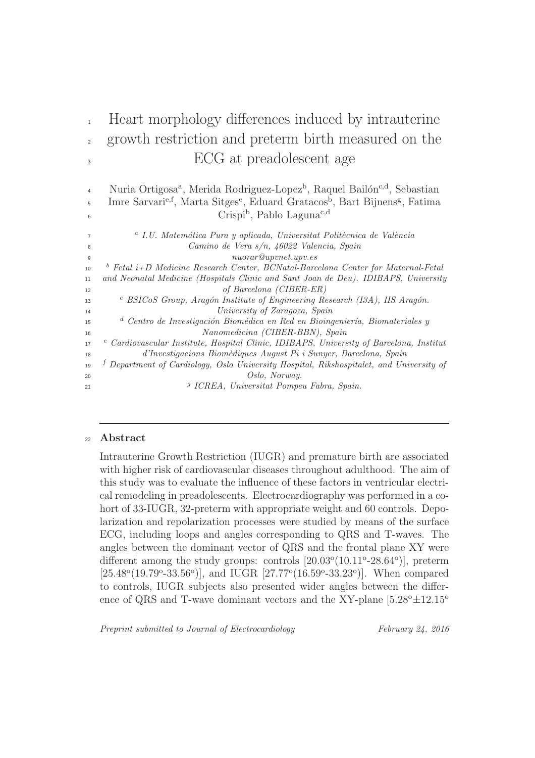# Heart morphology differences induced by intrauterine growth restriction and preterm birth measured on the ECG at preadolescent age

Nuria Ortigosa[a], Merida Rodriguez-Lopez[b], Raquel Bailón[c,d], Sebastian Imre Sarvari[e,f], Marta Sitges[e], Eduard Gratacos[b], Bart Bijnens[g], Fatima Crispi[b], Pablo Laguna[c,d]

[a] *I.U. Matemática Pura y aplicada, Universitat Politècnica de València Camino de Vera s/n, 46022 Valencia, Spain nuorar@upvnet.upv.es*

[b] *Fetal i+D Medicine Research Center, BCNatal-Barcelona Center for Maternal-Fetal and Neonatal Medicine (Hospitals Clinic and Sant Joan de Deu). IDIBAPS, University of Barcelona (CIBER-ER)*

[c] *BSICoS Group, Aragón Institute of Engineering Research (I3A), IIS Aragón. University of Zaragoza, Spain*

[d] *Centro de Investigación Biomédica en Red en Bioingeniería, Biomateriales y Nanomedicina (CIBER-BBN), Spain*

[e] *Cardiovascular Institute, Hospital Clinic, IDIBAPS, University of Barcelona, Institut d'Investigacions Biomèdiques August Pi i Sunyer, Barcelona, Spain*

[f] *Department of Cardiology, Oslo University Hospital, Rikshospitalet, and University of Oslo, Norway.*

[g] *ICREA, Universitat Pompeu Fabra, Spain.*

## Abstract

Intrauterine Growth Restriction (IUGR) and premature birth are associated with higher risk of cardiovascular diseases throughout adulthood. The aim of this study was to evaluate the influence of these factors in ventricular electrical remodeling in preadolescents. Electrocardiography was performed in a cohort of 33-IUGR, 32-preterm with appropriate weight and 60 controls. Depolarization and repolarization processes were studied by means of the surface ECG, including loops and angles corresponding to QRS and T-waves. The angles between the dominant vector of QRS and the frontal plane XY were different among the study groups: controls [20.03º(10.11º-28.64º)], preterm [25.48º(19.79º-33.56º)], and IUGR [27.77º(16.59º-33.23º)]. When compared to controls, IUGR subjects also presented wider angles between the difference of QRS and T-wave dominant vectors and the XY-plane [5.28º±12.15º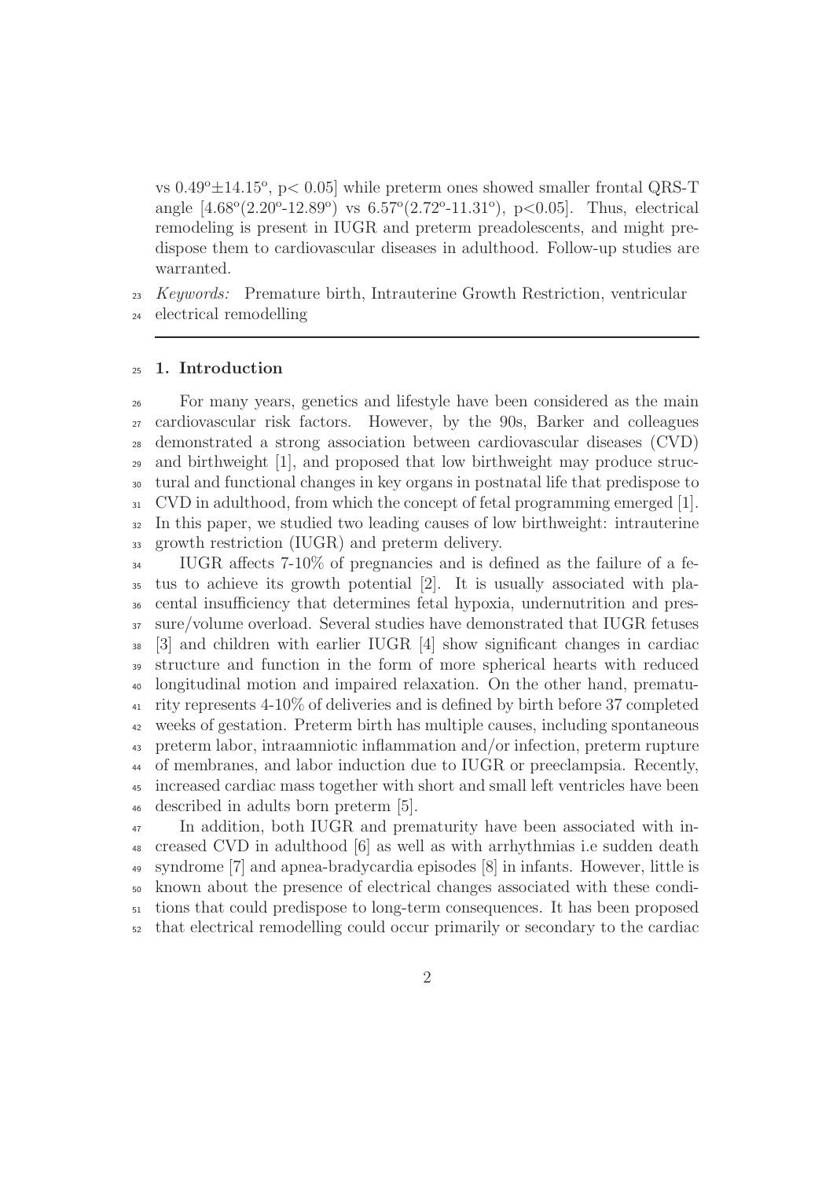vs $0.49^{o}\pm14.15^{o}$, $p< 0.05$] while preterm ones showed smaller frontal QRS-T angle [$4.68^{o}(2.20^{o}$-$12.89^{o})$ vs $6.57^{o}(2.72^{o}$-$11.31^{o})$, $p<0.05$]. Thus, electrical remodeling is present in IUGR and preterm preadolescents, and might predispose them to cardiovascular diseases in adulthood. Follow-up studies are warranted.

*Keywords:* Premature birth, Intrauterine Growth Restriction, ventricular electrical remodelling

## 1. Introduction

For many years, genetics and lifestyle have been considered as the main cardiovascular risk factors. However, by the 90s, Barker and colleagues demonstrated a strong association between cardiovascular diseases (CVD) and birthweight [1], and proposed that low birthweight may produce structural and functional changes in key organs in postnatal life that predispose to CVD in adulthood, from which the concept of fetal programming emerged [1]. In this paper, we studied two leading causes of low birthweight: intrauterine growth restriction (IUGR) and preterm delivery.

IUGR affects 7-10% of pregnancies and is defined as the failure of a fetus to achieve its growth potential [2]. It is usually associated with placental insufficiency that determines fetal hypoxia, undernutrition and pressure/volume overload. Several studies have demonstrated that IUGR fetuses [3] and children with earlier IUGR [4] show significant changes in cardiac structure and function in the form of more spherical hearts with reduced longitudinal motion and impaired relaxation. On the other hand, prematurity represents 4-10% of deliveries and is defined by birth before 37 completed weeks of gestation. Preterm birth has multiple causes, including spontaneous preterm labor, intraamniotic inflammation and/or infection, preterm rupture of membranes, and labor induction due to IUGR or preeclampsia. Recently, increased cardiac mass together with short and small left ventricles have been described in adults born preterm [5].

In addition, both IUGR and prematurity have been associated with increased CVD in adulthood [6] as well as with arrhythmias i.e sudden death syndrome [7] and apnea-bradycardia episodes [8] in infants. However, little is known about the presence of electrical changes associated with these conditions that could predispose to long-term consequences. It has been proposed that electrical remodelling could occur primarily or secondary to the cardiac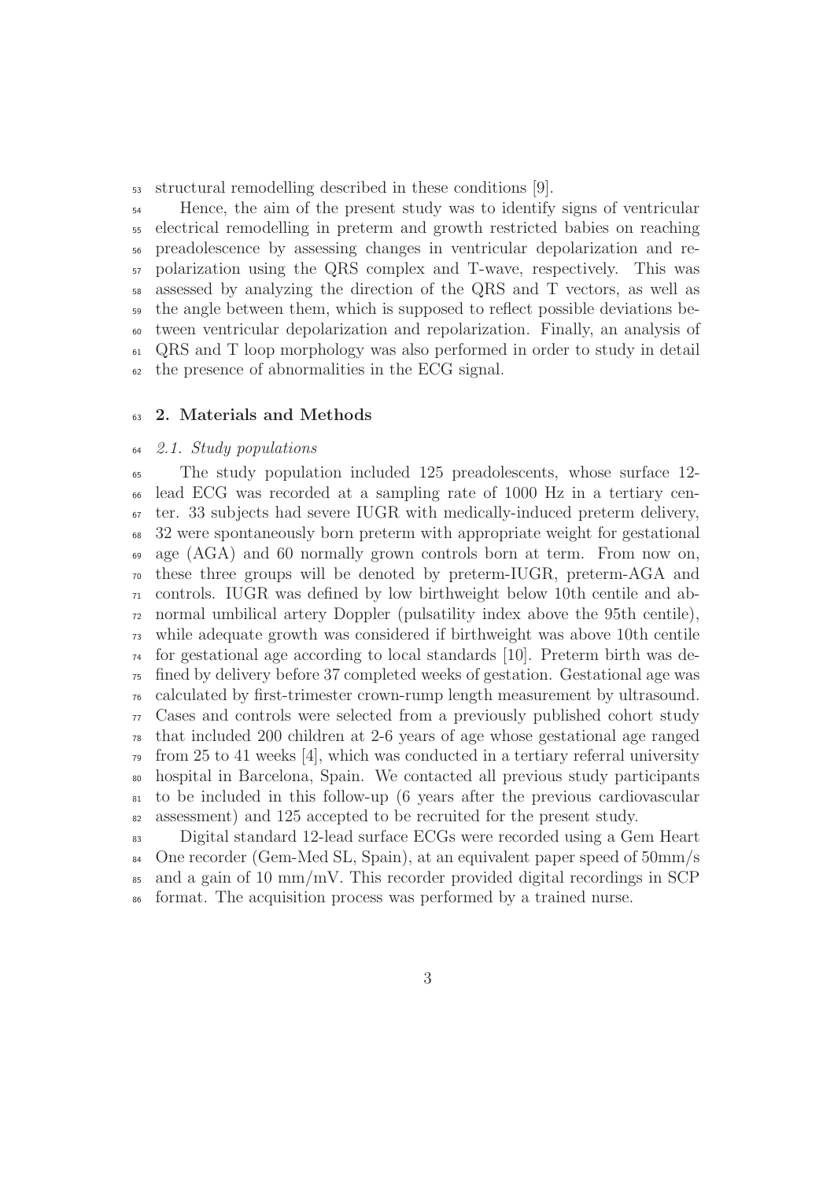structural remodelling described in these conditions [9].

Hence, the aim of the present study was to identify signs of ventricular electrical remodelling in preterm and growth restricted babies on reaching preadolescence by assessing changes in ventricular depolarization and repolarization using the QRS complex and T-wave, respectively. This was assessed by analyzing the direction of the QRS and T vectors, as well as the angle between them, which is supposed to reflect possible deviations between ventricular depolarization and repolarization. Finally, an analysis of QRS and T loop morphology was also performed in order to study in detail the presence of abnormalities in the ECG signal.

## 2. Materials and Methods

### *2.1. Study populations*

The study population included 125 preadolescents, whose surface 12-lead ECG was recorded at a sampling rate of 1000 Hz in a tertiary center. 33 subjects had severe IUGR with medically-induced preterm delivery, 32 were spontaneously born preterm with appropriate weight for gestational age (AGA) and 60 normally grown controls born at term. From now on, these three groups will be denoted by preterm-IUGR, preterm-AGA and controls. IUGR was defined by low birthweight below 10th centile and abnormal umbilical artery Doppler (pulsatility index above the 95th centile), while adequate growth was considered if birthweight was above 10th centile for gestational age according to local standards [10]. Preterm birth was defined by delivery before 37 completed weeks of gestation. Gestational age was calculated by first-trimester crown-rump length measurement by ultrasound. Cases and controls were selected from a previously published cohort study that included 200 children at 2-6 years of age whose gestational age ranged from 25 to 41 weeks [4], which was conducted in a tertiary referral university hospital in Barcelona, Spain. We contacted all previous study participants to be included in this follow-up (6 years after the previous cardiovascular assessment) and 125 accepted to be recruited for the present study.

Digital standard 12-lead surface ECGs were recorded using a Gem Heart One recorder (Gem-Med SL, Spain), at an equivalent paper speed of 50mm/s and a gain of 10 mm/mV. This recorder provided digital recordings in SCP format. The acquisition process was performed by a trained nurse.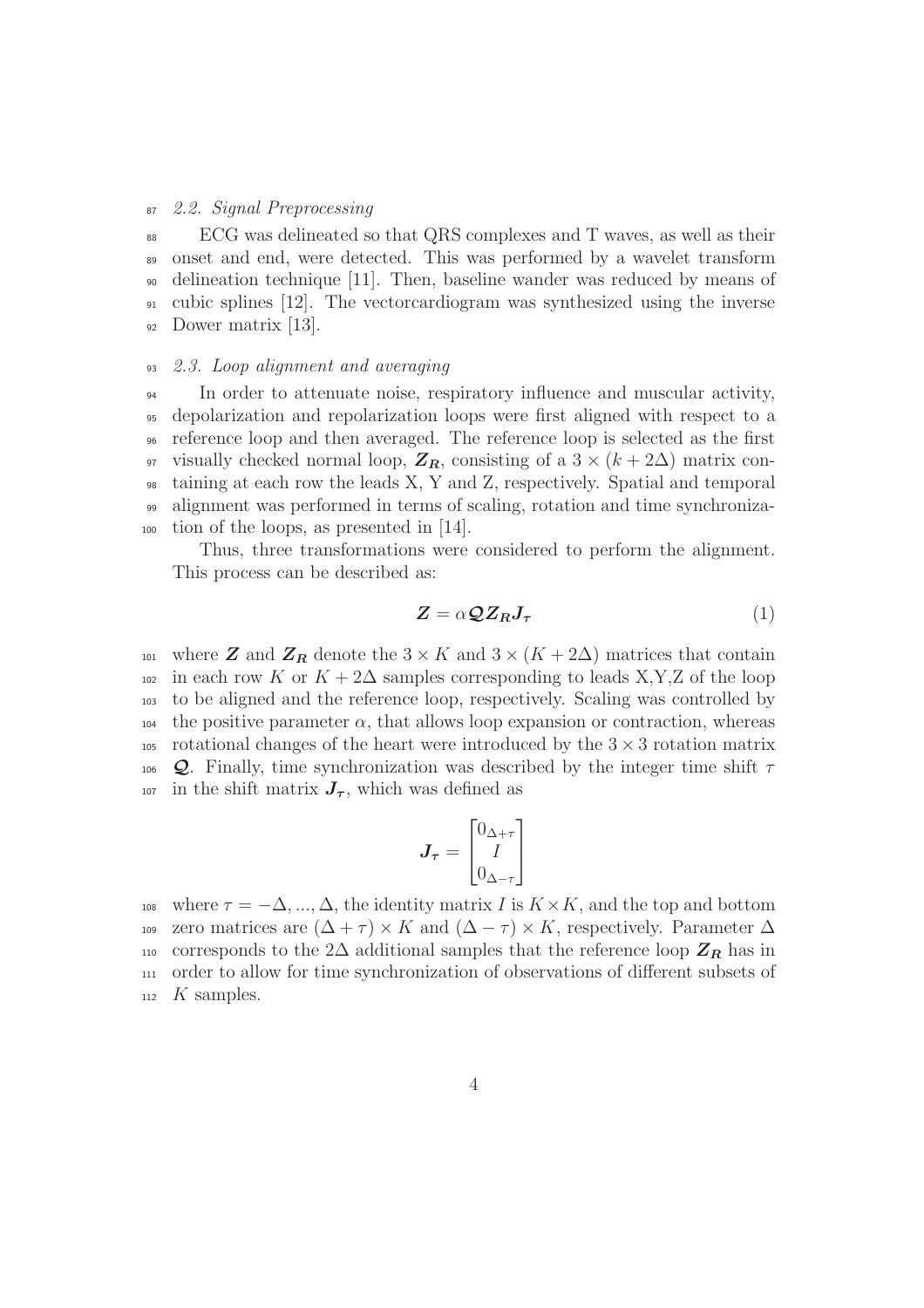### *2.2. Signal Preprocessing*

ECG was delineated so that QRS complexes and T waves, as well as their onset and end, were detected. This was performed by a wavelet transform delineation technique [11]. Then, baseline wander was reduced by means of cubic splines [12]. The vectorcardiogram was synthesized using the inverse Dower matrix [13].

### *2.3. Loop alignment and averaging*

In order to attenuate noise, respiratory influence and muscular activity, depolarization and repolarization loops were first aligned with respect to a reference loop and then averaged. The reference loop is selected as the first visually checked normal loop, $\boldsymbol{Z_R}$, consisting of a $3 \times (k + 2\Delta)$ matrix containing at each row the leads X, Y and Z, respectively. Spatial and temporal alignment was performed in terms of scaling, rotation and time synchronization of the loops, as presented in [14].

Thus, three transformations were considered to perform the alignment. This process can be described as:

$$\boldsymbol{Z} = \alpha \boldsymbol{Q} \boldsymbol{Z_R} \boldsymbol{J_\tau} \tag{1}$$

where $\boldsymbol{Z}$ and $\boldsymbol{Z_R}$ denote the $3 \times K$ and $3 \times (K + 2\Delta)$ matrices that contain in each row $K$ or $K + 2\Delta$ samples corresponding to leads X,Y,Z of the loop to be aligned and the reference loop, respectively. Scaling was controlled by the positive parameter $\alpha$, that allows loop expansion or contraction, whereas rotational changes of the heart were introduced by the $3 \times 3$ rotation matrix $\boldsymbol{Q}$. Finally, time synchronization was described by the integer time shift $\tau$ in the shift matrix $\boldsymbol{J_\tau}$, which was defined as

$$\boldsymbol{J_\tau} = \begin{bmatrix} 0_{\Delta+\tau} \\ I \\ 0_{\Delta-\tau} \end{bmatrix}$$

where $\tau = -\Delta, ..., \Delta$, the identity matrix $I$ is $K \times K$, and the top and bottom zero matrices are $(\Delta + \tau) \times K$ and $(\Delta - \tau) \times K$, respectively. Parameter $\Delta$ corresponds to the $2\Delta$ additional samples that the reference loop $\boldsymbol{Z_R}$ has in order to allow for time synchronization of observations of different subsets of $K$ samples.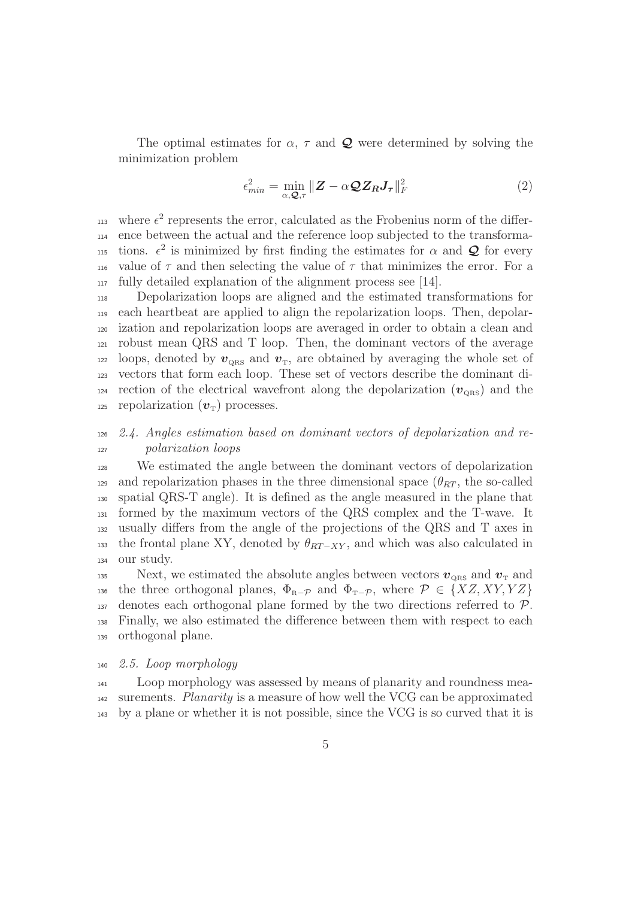The optimal estimates for $\alpha$, $\tau$ and $\boldsymbol{\mathcal{Q}}$ were determined by solving the minimization problem

$$\epsilon_{min}^2 = \min_{\alpha, \boldsymbol{\mathcal{Q}}, \tau} \|\boldsymbol{Z} - \alpha \boldsymbol{\mathcal{Q}} \boldsymbol{Z_R} \boldsymbol{J_\tau}\|_F^2 \tag{2}$$

where $\epsilon^2$ represents the error, calculated as the Frobenius norm of the difference between the actual and the reference loop subjected to the transformations. $\epsilon^2$ is minimized by first finding the estimates for $\alpha$ and $\boldsymbol{\mathcal{Q}}$ for every value of $\tau$ and then selecting the value of $\tau$ that minimizes the error. For a fully detailed explanation of the alignment process see [14].

Depolarization loops are aligned and the estimated transformations for each heartbeat are applied to align the repolarization loops. Then, depolarization and repolarization loops are averaged in order to obtain a clean and robust mean QRS and T loop. Then, the dominant vectors of the average loops, denoted by $\boldsymbol{v}_{\text{QRS}}$ and $\boldsymbol{v}_{\text{T}}$, are obtained by averaging the whole set of vectors that form each loop. These set of vectors describe the dominant direction of the electrical wavefront along the depolarization ($\boldsymbol{v}_{\text{QRS}}$) and the repolarization ($\boldsymbol{v}_{\text{T}}$) processes.

### *2.4. Angles estimation based on dominant vectors of depolarization and repolarization loops*

We estimated the angle between the dominant vectors of depolarization and repolarization phases in the three dimensional space ($\theta_{RT}$, the so-called spatial QRS-T angle). It is defined as the angle measured in the plane that formed by the maximum vectors of the QRS complex and the T-wave. It usually differs from the angle of the projections of the QRS and T axes in the frontal plane XY, denoted by $\theta_{RT-XY}$, and which was also calculated in our study.

Next, we estimated the absolute angles between vectors $\boldsymbol{v}_{\text{QRS}}$ and $\boldsymbol{v}_{\text{T}}$ and the three orthogonal planes, $\Phi_{\text{R}-\mathcal{P}}$ and $\Phi_{\text{T}-\mathcal{P}}$, where $\mathcal{P} \in \{XZ, XY, YZ\}$ denotes each orthogonal plane formed by the two directions referred to $\mathcal{P}$. Finally, we also estimated the difference between them with respect to each orthogonal plane.

### *2.5. Loop morphology*

Loop morphology was assessed by means of planarity and roundness measurements. *Planarity* is a measure of how well the VCG can be approximated by a plane or whether it is not possible, since the VCG is so curved that it is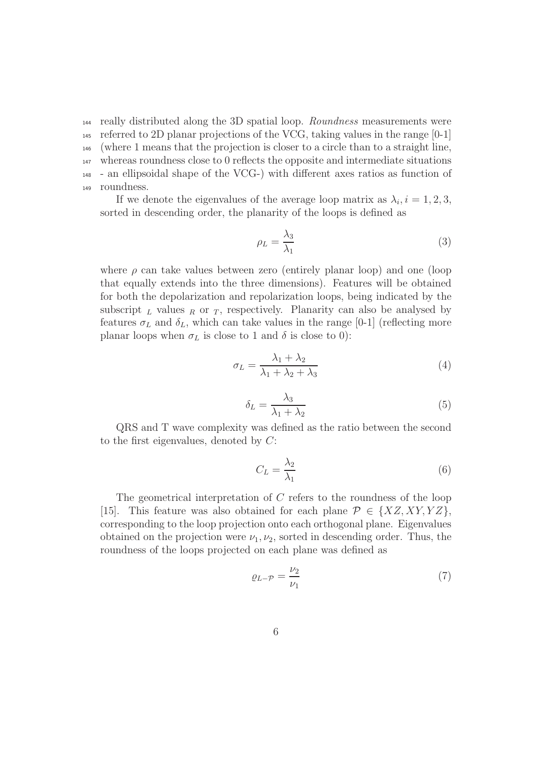really distributed along the 3D spatial loop. *Roundness* measurements were referred to 2D planar projections of the VCG, taking values in the range [0-1] (where 1 means that the projection is closer to a circle than to a straight line, whereas roundness close to 0 reflects the opposite and intermediate situations - an ellipsoidal shape of the VCG-) with different axes ratios as function of roundness.

If we denote the eigenvalues of the average loop matrix as $\lambda_i, i = 1, 2, 3$, sorted in descending order, the planarity of the loops is defined as

$$\rho_L = \frac{\lambda_3}{\lambda_1} \tag{3}$$

where $\rho$ can take values between zero (entirely planar loop) and one (loop that equally extends into the three dimensions). Features will be obtained for both the depolarization and repolarization loops, being indicated by the subscript $_L$ values $_R$ or $_T$, respectively. Planarity can also be analysed by features $\sigma_L$ and $\delta_L$, which can take values in the range [0-1] (reflecting more planar loops when $\sigma_L$ is close to 1 and $\delta$ is close to 0):

$$\sigma_L = \frac{\lambda_1 + \lambda_2}{\lambda_1 + \lambda_2 + \lambda_3} \tag{4}$$

$$\delta_L = \frac{\lambda_3}{\lambda_1 + \lambda_2} \tag{5}$$

QRS and T wave complexity was defined as the ratio between the second to the first eigenvalues, denoted by $C$:

$$C_L = \frac{\lambda_2}{\lambda_1} \tag{6}$$

The geometrical interpretation of $C$ refers to the roundness of the loop [15]. This feature was also obtained for each plane $\mathcal{P} \in \{XZ, XY, YZ\}$, corresponding to the loop projection onto each orthogonal plane. Eigenvalues obtained on the projection were $\nu_1, \nu_2$, sorted in descending order. Thus, the roundness of the loops projected on each plane was defined as

$$\varrho_{L-\mathcal{P}} = \frac{\nu_2}{\nu_1} \tag{7}$$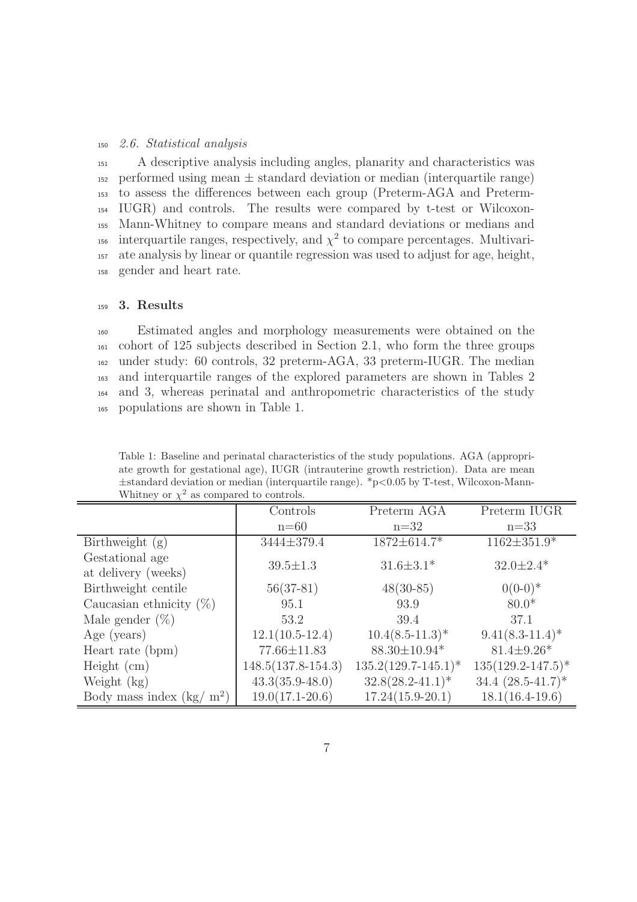### 2.6. Statistical analysis

A descriptive analysis including angles, planarity and characteristics was performed using mean ± standard deviation or median (interquartile range) to assess the differences between each group (Preterm-AGA and Preterm-IUGR) and controls. The results were compared by t-test or Wilcoxon-Mann-Whitney to compare means and standard deviations or medians and interquartile ranges, respectively, and $\chi^2$ to compare percentages. Multivariate analysis by linear or quantile regression was used to adjust for age, height, gender and heart rate.

## 3. Results

Estimated angles and morphology measurements were obtained on the cohort of 125 subjects described in Section 2.1, who form the three groups under study: 60 controls, 32 preterm-AGA, 33 preterm-IUGR. The median and interquartile ranges of the explored parameters are shown in Tables 2 and 3, whereas perinatal and anthropometric characteristics of the study populations are shown in Table 1.

Table 1: Baseline and perinatal characteristics of the study populations. AGA (appropriate growth for gestational age), IUGR (intrauterine growth restriction). Data are mean ±standard deviation or median (interquartile range). *p<0.05 by T-test, Wilcoxon-Mann-Whitney or $\chi^2$ as compared to controls.

| | Controls<br>n=60 | Preterm AGA<br>n=32 | Preterm IUGR<br>n=33 |
|---|---|---|---|
| Birthweight (g) | 3444±379.4 | 1872±614.7* | 1162±351.9* |
| Gestational age at delivery (weeks) | 39.5±1.3 | 31.6±3.1* | 32.0±2.4* |
| Birthweight centile | 56(37-81) | 48(30-85) | 0(0-0)* |
| Caucasian ethnicity (%) | 95.1 | 93.9 | 80.0* |
| Male gender (%) | 53.2 | 39.4 | 37.1 |
| Age (years) | 12.1(10.5-12.4) | 10.4(8.5-11.3)* | 9.41(8.3-11.4)* |
| Heart rate (bpm) | 77.66±11.83 | 88.30±10.94* | 81.4±9.26* |
| Height (cm) | 148.5(137.8-154.3) | 135.2(129.7-145.1)* | 135(129.2-147.5)* |
| Weight (kg) | 43.3(35.9-48.0) | 32.8(28.2-41.1)* | 34.4 (28.5-41.7)* |
| Body mass index (kg/ $m^2$) | 19.0(17.1-20.6) | 17.24(15.9-20.1) | 18.1(16.4-19.6) |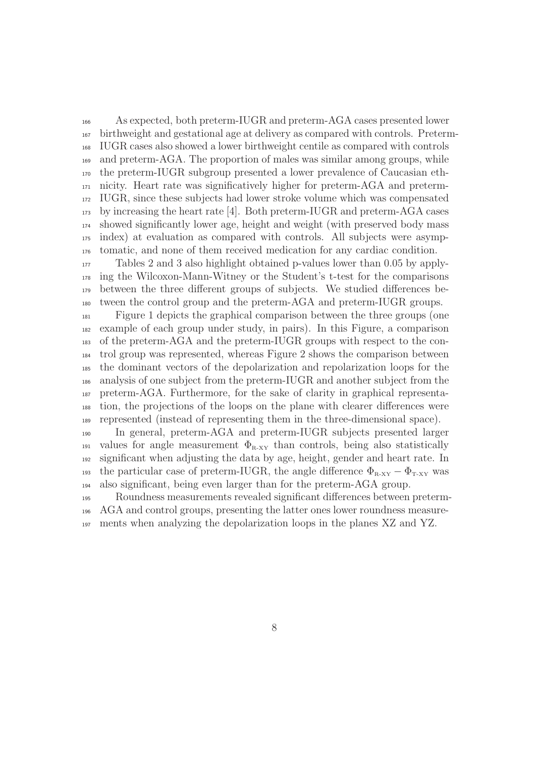As expected, both preterm-IUGR and preterm-AGA cases presented lower birthweight and gestational age at delivery as compared with controls. Preterm-IUGR cases also showed a lower birthweight centile as compared with controls and preterm-AGA. The proportion of males was similar among groups, while the preterm-IUGR subgroup presented a lower prevalence of Caucasian ethnicity. Heart rate was significatively higher for preterm-AGA and preterm-IUGR, since these subjects had lower stroke volume which was compensated by increasing the heart rate [4]. Both preterm-IUGR and preterm-AGA cases showed significantly lower age, height and weight (with preserved body mass index) at evaluation as compared with controls. All subjects were asymptomatic, and none of them received medication for any cardiac condition.

Tables 2 and 3 also highlight obtained p-values lower than 0.05 by applying the Wilcoxon-Mann-Witney or the Student's t-test for the comparisons between the three different groups of subjects. We studied differences between the control group and the preterm-AGA and preterm-IUGR groups.

Figure 1 depicts the graphical comparison between the three groups (one example of each group under study, in pairs). In this Figure, a comparison of the preterm-AGA and the preterm-IUGR groups with respect to the control group was represented, whereas Figure 2 shows the comparison between the dominant vectors of the depolarization and repolarization loops for the analysis of one subject from the preterm-IUGR and another subject from the preterm-AGA. Furthermore, for the sake of clarity in graphical representation, the projections of the loops on the plane with clearer differences were represented (instead of representing them in the three-dimensional space).

In general, preterm-AGA and preterm-IUGR subjects presented larger values for angle measurement $\Phi_{\text{R-XY}}$ than controls, being also statistically significant when adjusting the data by age, height, gender and heart rate. In the particular case of preterm-IUGR, the angle difference $\Phi_{\text{R-XY}} - \Phi_{\text{T-XY}}$ was also significant, being even larger than for the preterm-AGA group.

Roundness measurements revealed significant differences between preterm-AGA and control groups, presenting the latter ones lower roundness measurements when analyzing the depolarization loops in the planes XZ and YZ.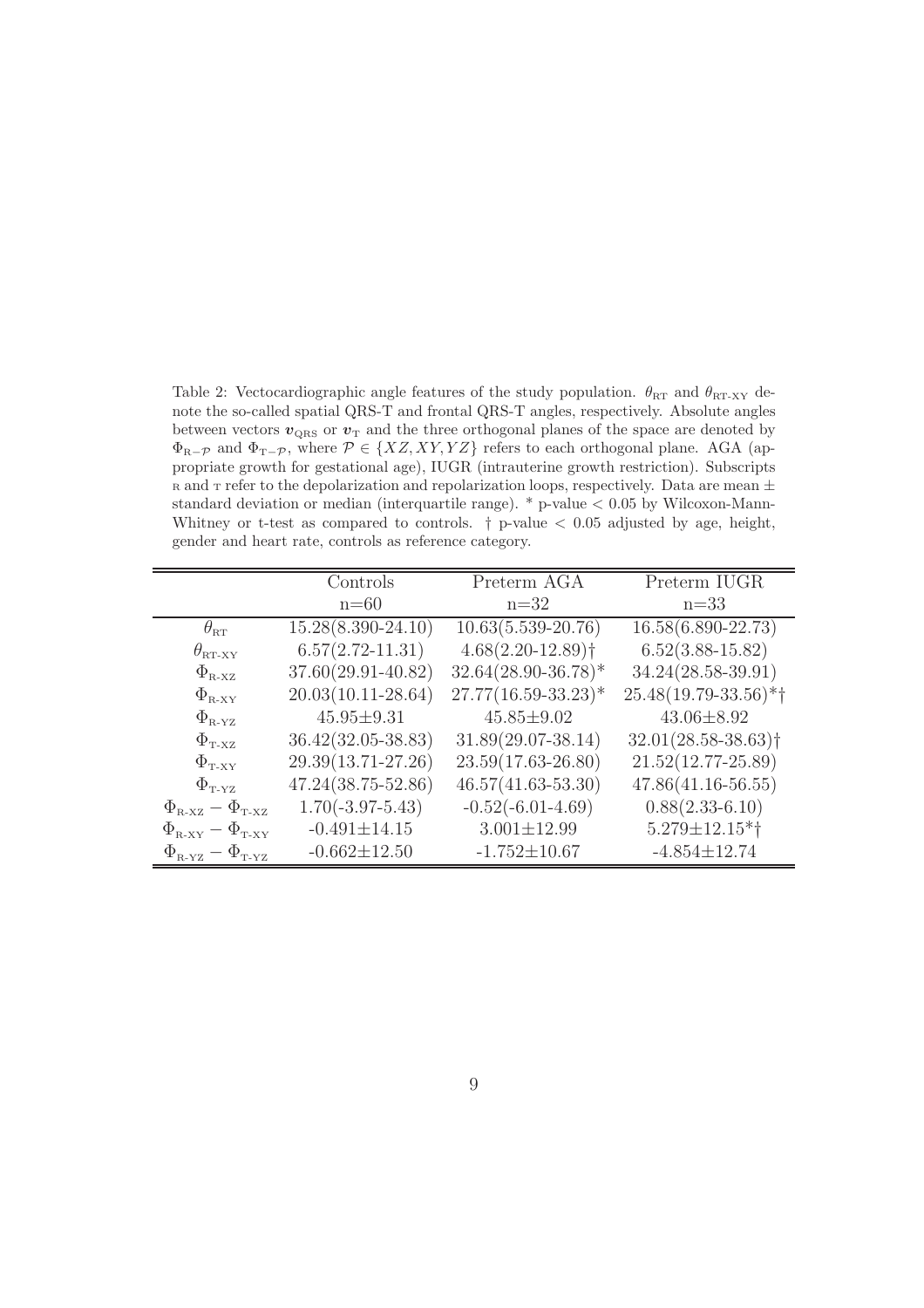Table 2: Vectocardiographic angle features of the study population. $\theta_{\text{RT}}$ and $\theta_{\text{RT-XY}}$ denote the so-called spatial QRS-T and frontal QRS-T angles, respectively. Absolute angles between vectors $\boldsymbol{v}_{\text{QRS}}$ or $\boldsymbol{v}_{\text{T}}$ and the three orthogonal planes of the space are denoted by $\Phi_{\text{R}-\mathcal{P}}$ and $\Phi_{\text{T}-\mathcal{P}}$, where $\mathcal{P} \in \{XZ, XY, YZ\}$ refers to each orthogonal plane. AGA (appropriate growth for gestational age), IUGR (intrauterine growth restriction). Subscripts $_\text{R}$ and $_\text{T}$ refer to the depolarization and repolarization loops, respectively. Data are mean ± standard deviation or median (interquartile range). * p-value < 0.05 by Wilcoxon-Mann-Whitney or t-test as compared to controls. † p-value < 0.05 adjusted by age, height, gender and heart rate, controls as reference category.

| | Controls n=60 | Preterm AGA n=32 | Preterm IUGR n=33 |
|---|---|---|---|
| $\theta_{\text{RT}}$ | 15.28(8.390-24.10) | 10.63(5.539-20.76) | 16.58(6.890-22.73) |
| $\theta_{\text{RT-XY}}$ | 6.57(2.72-11.31) | 4.68(2.20-12.89)† | 6.52(3.88-15.82) |
| $\Phi_{\text{R-XZ}}$ | 37.60(29.91-40.82) | 32.64(28.90-36.78)* | 34.24(28.58-39.91) |
| $\Phi_{\text{R-XY}}$ | 20.03(10.11-28.64) | 27.77(16.59-33.23)* | 25.48(19.79-33.56)*† |
| $\Phi_{\text{R-YZ}}$ | 45.95±9.31 | 45.85±9.02 | 43.06±8.92 |
| $\Phi_{\text{T-XZ}}$ | 36.42(32.05-38.83) | 31.89(29.07-38.14) | 32.01(28.58-38.63)† |
| $\Phi_{\text{T-XY}}$ | 29.39(13.71-27.26) | 23.59(17.63-26.80) | 21.52(12.77-25.89) |
| $\Phi_{\text{T-YZ}}$ | 47.24(38.75-52.86) | 46.57(41.63-53.30) | 47.86(41.16-56.55) |
| $\Phi_{\text{R-XZ}} - \Phi_{\text{T-XZ}}$ | 1.70(-3.97-5.43) | -0.52(-6.01-4.69) | 0.88(2.33-6.10) |
| $\Phi_{\text{R-XY}} - \Phi_{\text{T-XY}}$ | -0.491±14.15 | 3.001±12.99 | 5.279±12.15*† |
| $\Phi_{\text{R-YZ}} - \Phi_{\text{T-YZ}}$ | -0.662±12.50 | -1.752±10.67 | -4.854±12.74 |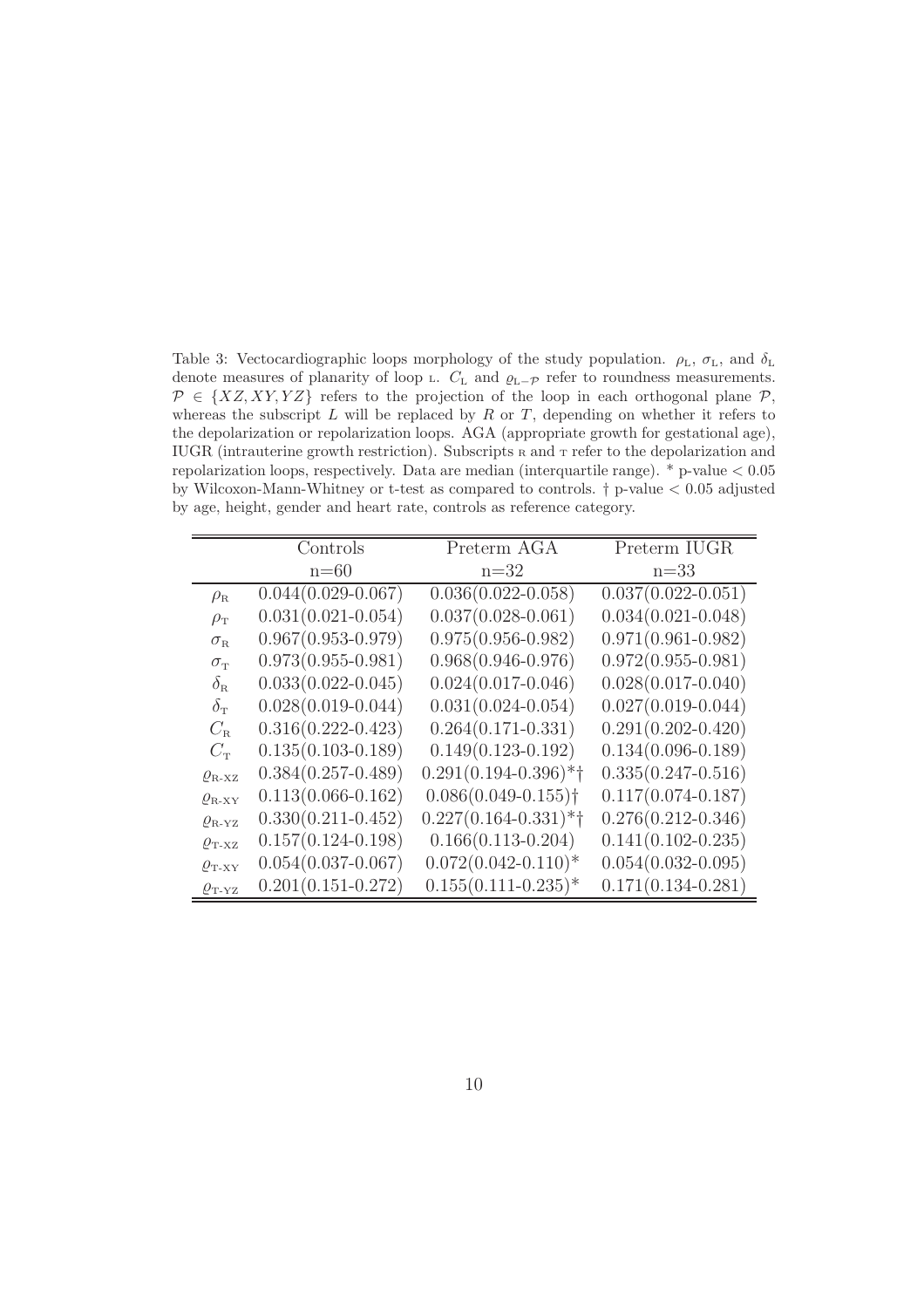Table 3: Vectocardiographic loops morphology of the study population. $\rho_{\mathrm{L}}$, $\sigma_{\mathrm{L}}$, and $\delta_{\mathrm{L}}$ denote measures of planarity of loop L. $C_{\mathrm{L}}$ and $\varrho_{\mathrm{L}-\mathcal{P}}$ refer to roundness measurements. $\mathcal{P} \in \{XZ, XY, YZ\}$ refers to the projection of the loop in each orthogonal plane $\mathcal{P}$, whereas the subscript $L$ will be replaced by $R$ or $T$, depending on whether it refers to the depolarization or repolarization loops. AGA (appropriate growth for gestational age), IUGR (intrauterine growth restriction). Subscripts R and T refer to the depolarization and repolarization loops, respectively. Data are median (interquartile range). * p-value $< 0.05$ by Wilcoxon-Mann-Whitney or t-test as compared to controls. † p-value $< 0.05$ adjusted by age, height, gender and heart rate, controls as reference category.

| | Controls<br>n=60 | Preterm AGA<br>n=32 | Preterm IUGR<br>n=33 |
|---|---|---|---|
| $\rho_{\mathrm{R}}$ | 0.044(0.029-0.067) | 0.036(0.022-0.058) | 0.037(0.022-0.051) |
| $\rho_{\mathrm{T}}$ | 0.031(0.021-0.054) | 0.037(0.028-0.061) | 0.034(0.021-0.048) |
| $\sigma_{\mathrm{R}}$ | 0.967(0.953-0.979) | 0.975(0.956-0.982) | 0.971(0.961-0.982) |
| $\sigma_{\mathrm{T}}$ | 0.973(0.955-0.981) | 0.968(0.946-0.976) | 0.972(0.955-0.981) |
| $\delta_{\mathrm{R}}$ | 0.033(0.022-0.045) | 0.024(0.017-0.046) | 0.028(0.017-0.040) |
| $\delta_{\mathrm{T}}$ | 0.028(0.019-0.044) | 0.031(0.024-0.054) | 0.027(0.019-0.044) |
| $C_{\mathrm{R}}$ | 0.316(0.222-0.423) | 0.264(0.171-0.331) | 0.291(0.202-0.420) |
| $C_{\mathrm{T}}$ | 0.135(0.103-0.189) | 0.149(0.123-0.192) | 0.134(0.096-0.189) |
| $\varrho_{\mathrm{R\text{-}XZ}}$ | 0.384(0.257-0.489) | 0.291(0.194-0.396)*† | 0.335(0.247-0.516) |
| $\varrho_{\mathrm{R\text{-}XY}}$ | 0.113(0.066-0.162) | 0.086(0.049-0.155)† | 0.117(0.074-0.187) |
| $\varrho_{\mathrm{R\text{-}YZ}}$ | 0.330(0.211-0.452) | 0.227(0.164-0.331)*† | 0.276(0.212-0.346) |
| $\varrho_{\mathrm{T\text{-}XZ}}$ | 0.157(0.124-0.198) | 0.166(0.113-0.204) | 0.141(0.102-0.235) |
| $\varrho_{\mathrm{T\text{-}XY}}$ | 0.054(0.037-0.067) | 0.072(0.042-0.110)* | 0.054(0.032-0.095) |
| $\varrho_{\mathrm{T\text{-}YZ}}$ | 0.201(0.151-0.272) | 0.155(0.111-0.235)* | 0.171(0.134-0.281) |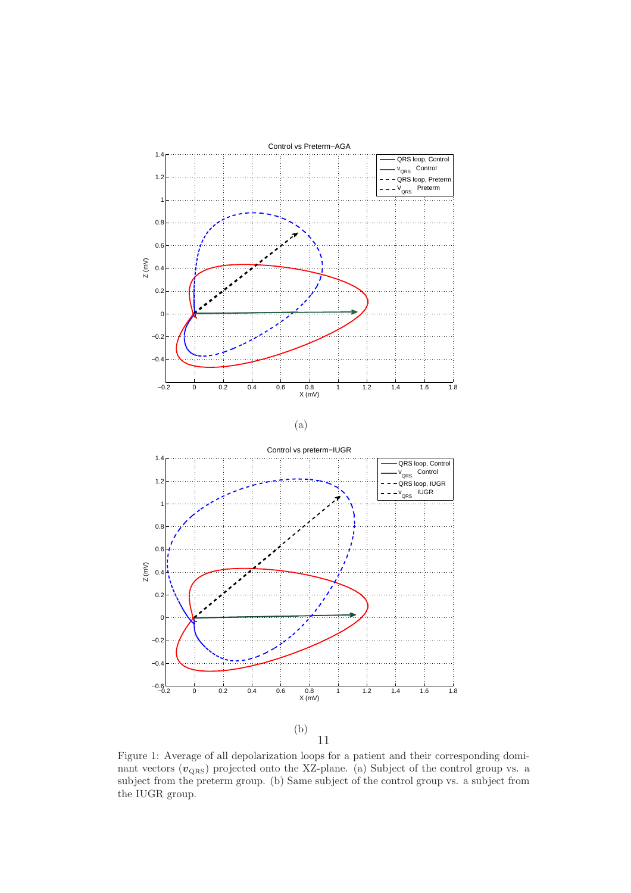(a)

(b)

Figure 1: Average of all depolarization loops for a patient and their corresponding dominant vectors ($\boldsymbol{v}_{\mathrm{QRS}}$) projected onto the XZ-plane. (a) Subject of the control group vs. a subject from the preterm group. (b) Same subject of the control group vs. a subject from the IUGR group.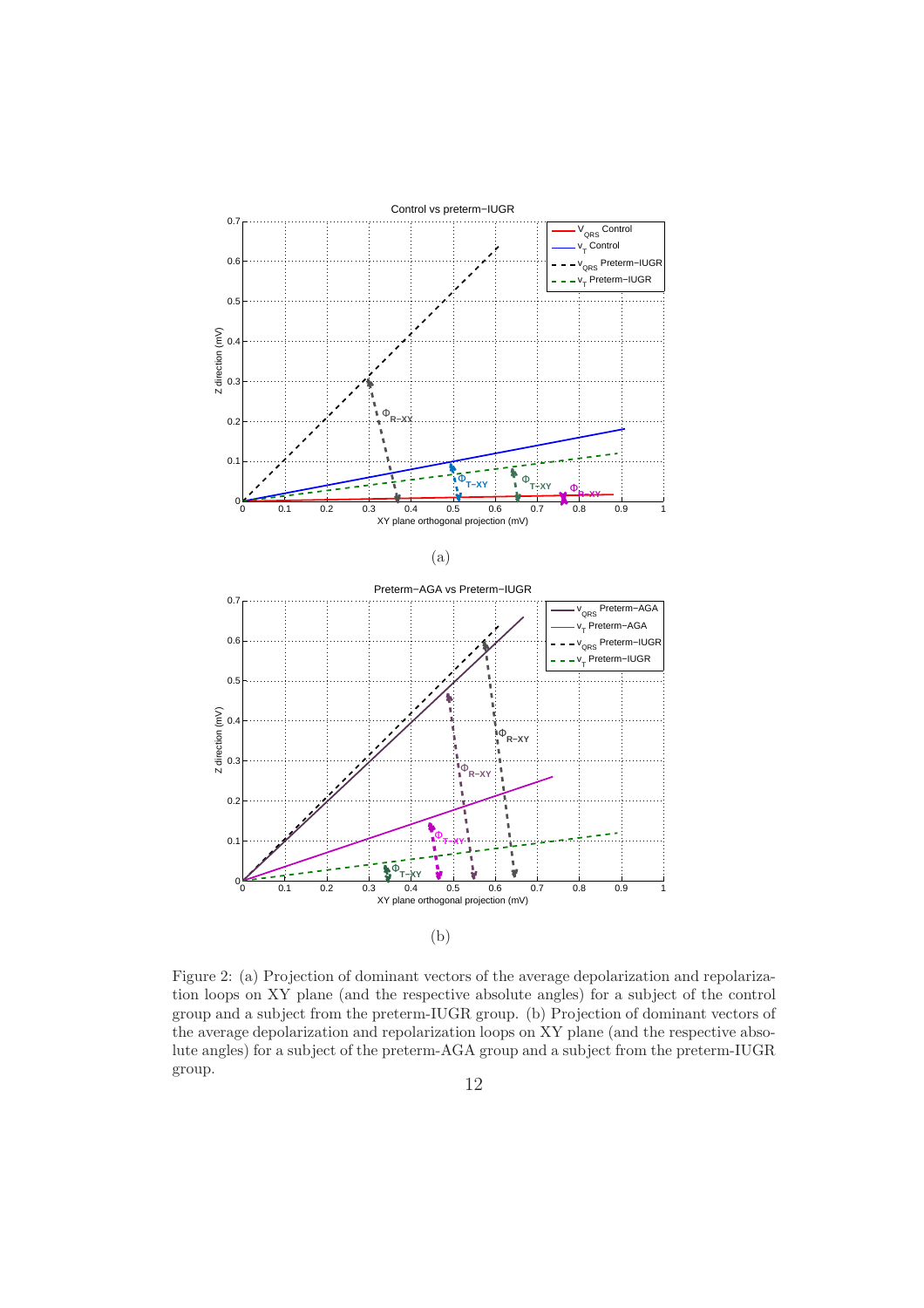Figure 2: (a) Projection of dominant vectors of the average depolarization and repolarization loops on XY plane (and the respective absolute angles) for a subject of the control group and a subject from the preterm-IUGR group. (b) Projection of dominant vectors of the average depolarization and repolarization loops on XY plane (and the respective absolute angles) for a subject of the preterm-AGA group and a subject from the preterm-IUGR group.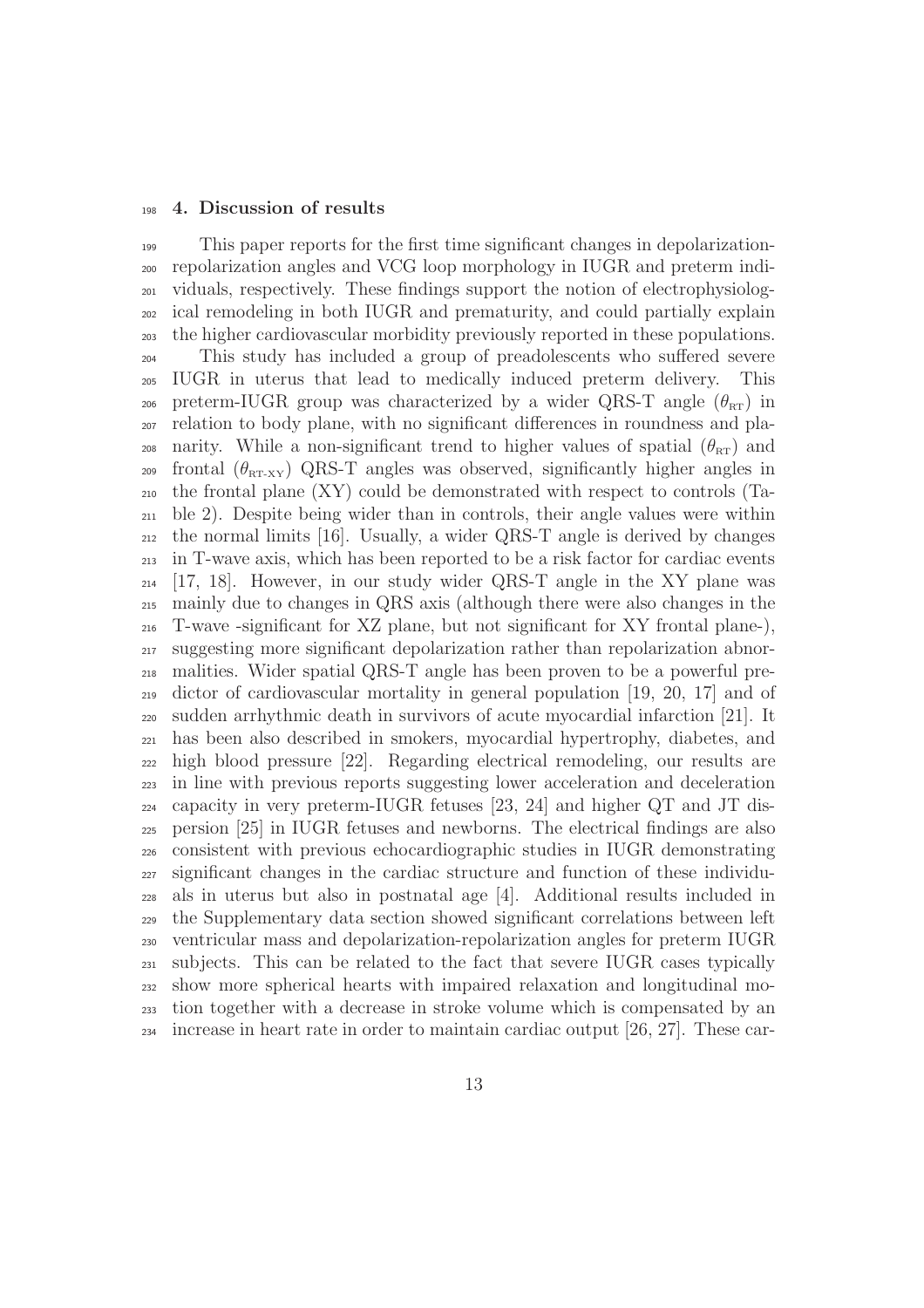## 4. Discussion of results

This paper reports for the first time significant changes in depolarization-repolarization angles and VCG loop morphology in IUGR and preterm individuals, respectively. These findings support the notion of electrophysiological remodeling in both IUGR and prematurity, and could partially explain the higher cardiovascular morbidity previously reported in these populations.

This study has included a group of preadolescents who suffered severe IUGR in uterus that lead to medically induced preterm delivery. This preterm-IUGR group was characterized by a wider QRS-T angle ($\theta_{\text{RT}}$) in relation to body plane, with no significant differences in roundness and planarity. While a non-significant trend to higher values of spatial ($\theta_{\text{RT}}$) and frontal ($\theta_{\text{RT-XY}}$) QRS-T angles was observed, significantly higher angles in the frontal plane (XY) could be demonstrated with respect to controls (Table 2). Despite being wider than in controls, their angle values were within the normal limits [16]. Usually, a wider QRS-T angle is derived by changes in T-wave axis, which has been reported to be a risk factor for cardiac events [17, 18]. However, in our study wider QRS-T angle in the XY plane was mainly due to changes in QRS axis (although there were also changes in the T-wave -significant for XZ plane, but not significant for XY frontal plane-), suggesting more significant depolarization rather than repolarization abnormalities. Wider spatial QRS-T angle has been proven to be a powerful predictor of cardiovascular mortality in general population [19, 20, 17] and of sudden arrhythmic death in survivors of acute myocardial infarction [21]. It has been also described in smokers, myocardial hypertrophy, diabetes, and high blood pressure [22]. Regarding electrical remodeling, our results are in line with previous reports suggesting lower acceleration and deceleration capacity in very preterm-IUGR fetuses [23, 24] and higher QT and JT dispersion [25] in IUGR fetuses and newborns. The electrical findings are also consistent with previous echocardiographic studies in IUGR demonstrating significant changes in the cardiac structure and function of these individuals in uterus but also in postnatal age [4]. Additional results included in the Supplementary data section showed significant correlations between left ventricular mass and depolarization-repolarization angles for preterm IUGR subjects. This can be related to the fact that severe IUGR cases typically show more spherical hearts with impaired relaxation and longitudinal motion together with a decrease in stroke volume which is compensated by an increase in heart rate in order to maintain cardiac output [26, 27]. These car-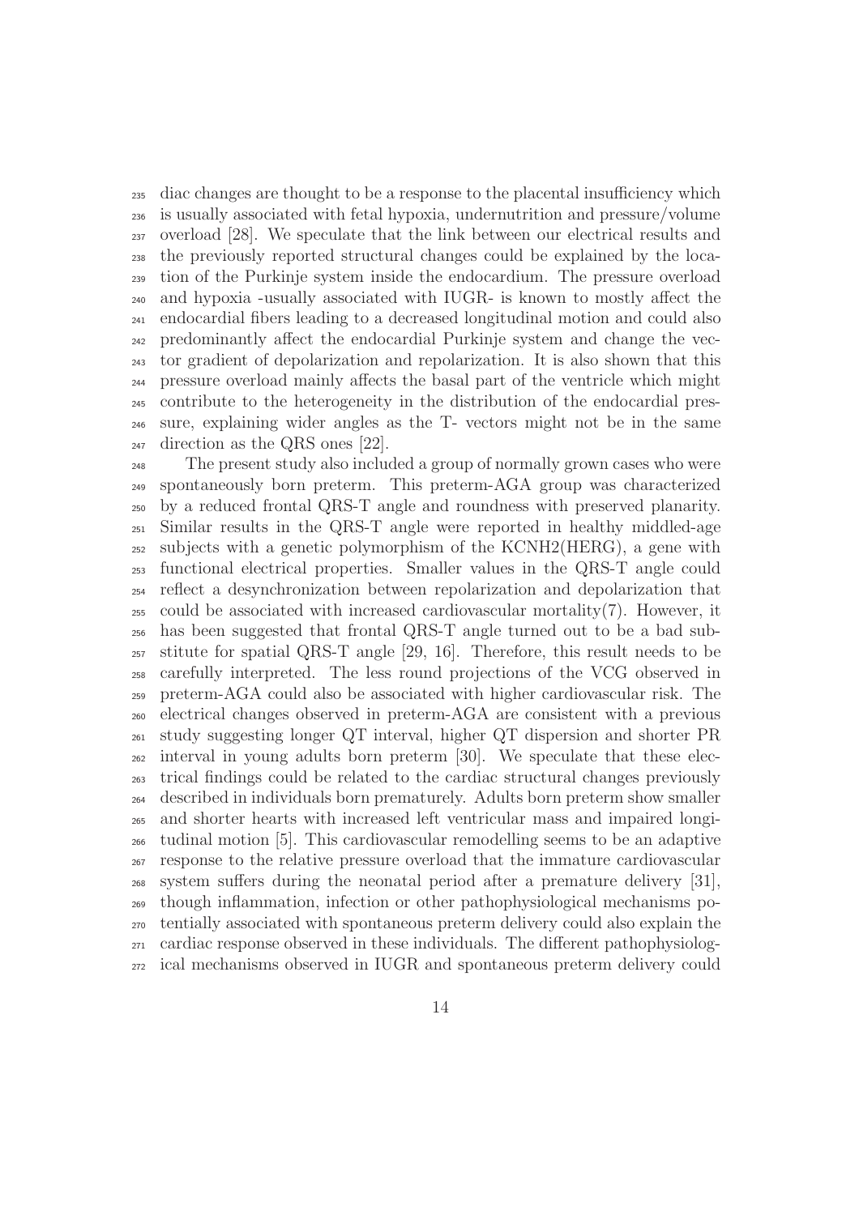diac changes are thought to be a response to the placental insufficiency which is usually associated with fetal hypoxia, undernutrition and pressure/volume overload [28]. We speculate that the link between our electrical results and the previously reported structural changes could be explained by the location of the Purkinje system inside the endocardium. The pressure overload and hypoxia -usually associated with IUGR- is known to mostly affect the endocardial fibers leading to a decreased longitudinal motion and could also predominantly affect the endocardial Purkinje system and change the vector gradient of depolarization and repolarization. It is also shown that this pressure overload mainly affects the basal part of the ventricle which might contribute to the heterogeneity in the distribution of the endocardial pressure, explaining wider angles as the T- vectors might not be in the same direction as the QRS ones [22].

The present study also included a group of normally grown cases who were spontaneously born preterm. This preterm-AGA group was characterized by a reduced frontal QRS-T angle and roundness with preserved planarity. Similar results in the QRS-T angle were reported in healthy middled-age subjects with a genetic polymorphism of the KCNH2(HERG), a gene with functional electrical properties. Smaller values in the QRS-T angle could reflect a desynchronization between repolarization and depolarization that could be associated with increased cardiovascular mortality(7). However, it has been suggested that frontal QRS-T angle turned out to be a bad substitute for spatial QRS-T angle [29, 16]. Therefore, this result needs to be carefully interpreted. The less round projections of the VCG observed in preterm-AGA could also be associated with higher cardiovascular risk. The electrical changes observed in preterm-AGA are consistent with a previous study suggesting longer QT interval, higher QT dispersion and shorter PR interval in young adults born preterm [30]. We speculate that these electrical findings could be related to the cardiac structural changes previously described in individuals born prematurely. Adults born preterm show smaller and shorter hearts with increased left ventricular mass and impaired longitudinal motion [5]. This cardiovascular remodelling seems to be an adaptive response to the relative pressure overload that the immature cardiovascular system suffers during the neonatal period after a premature delivery [31], though inflammation, infection or other pathophysiological mechanisms potentially associated with spontaneous preterm delivery could also explain the cardiac response observed in these individuals. The different pathophysiological mechanisms observed in IUGR and spontaneous preterm delivery could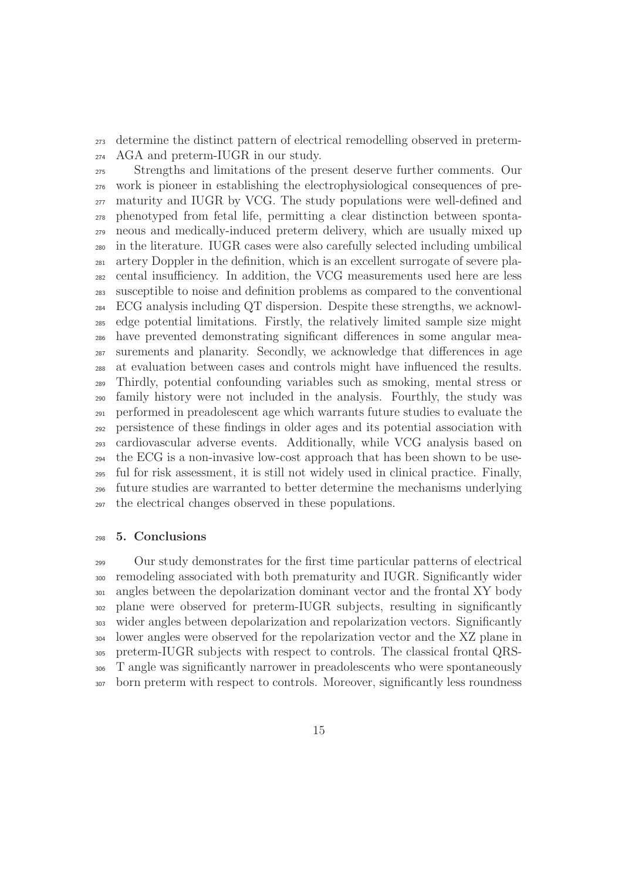determine the distinct pattern of electrical remodelling observed in preterm-AGA and preterm-IUGR in our study.

Strengths and limitations of the present deserve further comments. Our work is pioneer in establishing the electrophysiological consequences of prematurity and IUGR by VCG. The study populations were well-defined and phenotyped from fetal life, permitting a clear distinction between spontaneous and medically-induced preterm delivery, which are usually mixed up in the literature. IUGR cases were also carefully selected including umbilical artery Doppler in the definition, which is an excellent surrogate of severe placental insufficiency. In addition, the VCG measurements used here are less susceptible to noise and definition problems as compared to the conventional ECG analysis including QT dispersion. Despite these strengths, we acknowledge potential limitations. Firstly, the relatively limited sample size might have prevented demonstrating significant differences in some angular measurements and planarity. Secondly, we acknowledge that differences in age at evaluation between cases and controls might have influenced the results. Thirdly, potential confounding variables such as smoking, mental stress or family history were not included in the analysis. Fourthly, the study was performed in preadolescent age which warrants future studies to evaluate the persistence of these findings in older ages and its potential association with cardiovascular adverse events. Additionally, while VCG analysis based on the ECG is a non-invasive low-cost approach that has been shown to be useful for risk assessment, it is still not widely used in clinical practice. Finally, future studies are warranted to better determine the mechanisms underlying the electrical changes observed in these populations.

## 5. Conclusions

Our study demonstrates for the first time particular patterns of electrical remodeling associated with both prematurity and IUGR. Significantly wider angles between the depolarization dominant vector and the frontal XY body plane were observed for preterm-IUGR subjects, resulting in significantly wider angles between depolarization and repolarization vectors. Significantly lower angles were observed for the repolarization vector and the XZ plane in preterm-IUGR subjects with respect to controls. The classical frontal QRS-T angle was significantly narrower in preadolescents who were spontaneously born preterm with respect to controls. Moreover, significantly less roundness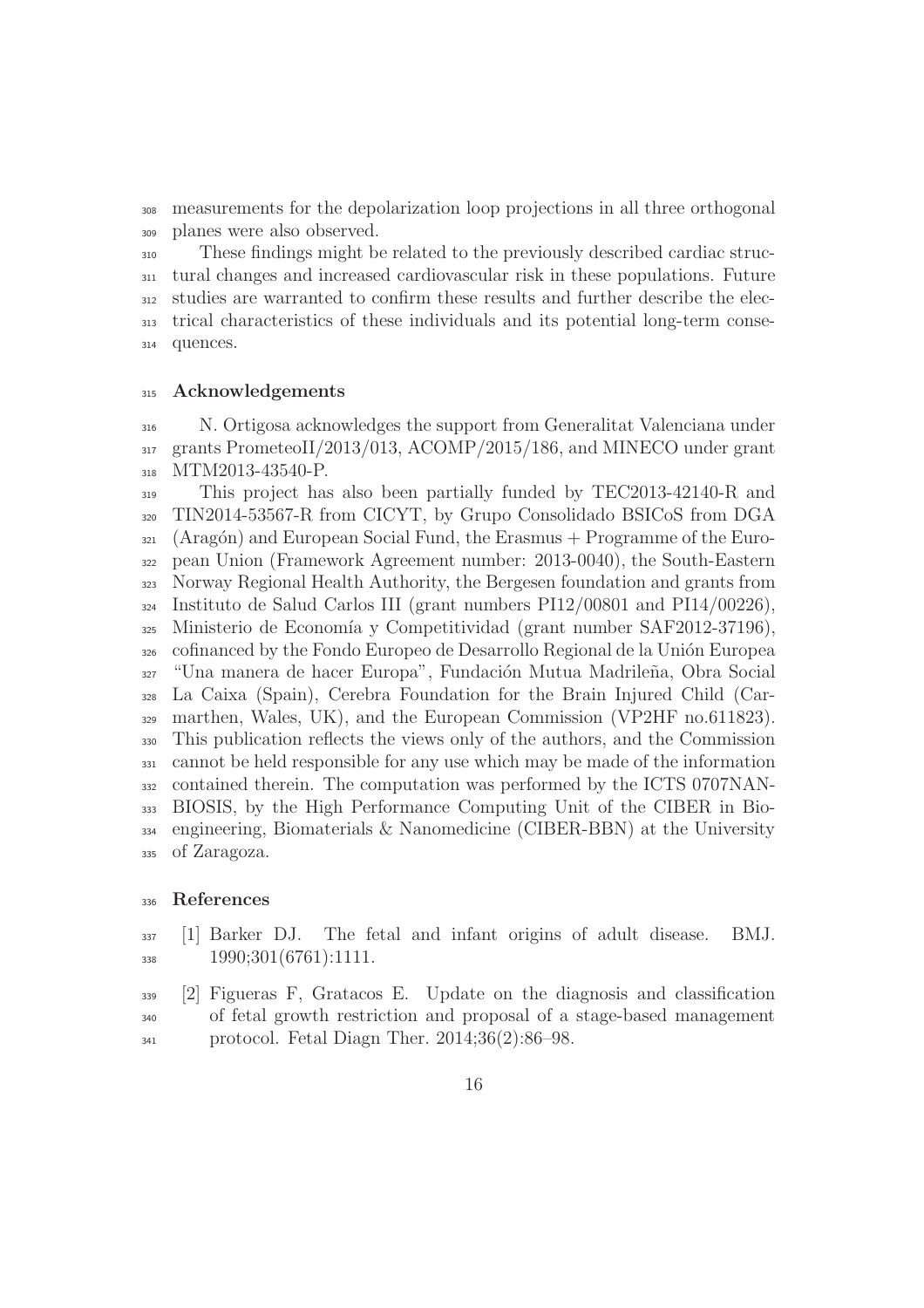measurements for the depolarization loop projections in all three orthogonal planes were also observed.

These findings might be related to the previously described cardiac structural changes and increased cardiovascular risk in these populations. Future studies are warranted to confirm these results and further describe the electrical characteristics of these individuals and its potential long-term consequences.

## Acknowledgements

N. Ortigosa acknowledges the support from Generalitat Valenciana under grants PrometeoII/2013/013, ACOMP/2015/186, and MINECO under grant MTM2013-43540-P.

This project has also been partially funded by TEC2013-42140-R and TIN2014-53567-R from CICYT, by Grupo Consolidado BSICoS from DGA (Aragón) and European Social Fund, the Erasmus + Programme of the European Union (Framework Agreement number: 2013-0040), the South-Eastern Norway Regional Health Authority, the Bergesen foundation and grants from Instituto de Salud Carlos III (grant numbers PI12/00801 and PI14/00226), Ministerio de Economía y Competitividad (grant number SAF2012-37196), cofinanced by the Fondo Europeo de Desarrollo Regional de la Unión Europea "Una manera de hacer Europa", Fundación Mutua Madrileña, Obra Social La Caixa (Spain), Cerebra Foundation for the Brain Injured Child (Carmarthen, Wales, UK), and the European Commission (VP2HF no.611823). This publication reflects the views only of the authors, and the Commission cannot be held responsible for any use which may be made of the information contained therein. The computation was performed by the ICTS 0707NANBIOSIS, by the High Performance Computing Unit of the CIBER in Bioengineering, Biomaterials & Nanomedicine (CIBER-BBN) at the University of Zaragoza.

## References

[1] Barker DJ. The fetal and infant origins of adult disease. BMJ. 1990;301(6761):1111.

[2] Figueras F, Gratacos E. Update on the diagnosis and classification of fetal growth restriction and proposal of a stage-based management protocol. Fetal Diagn Ther. 2014;36(2):86–98.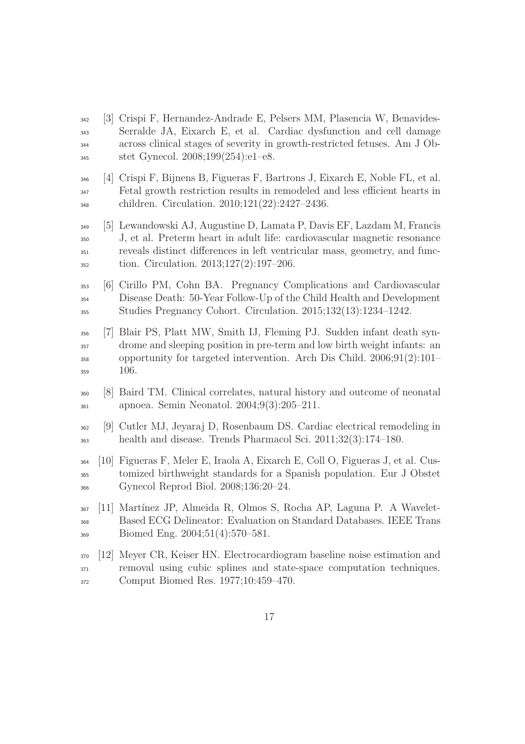[3] Crispi F, Hernandez-Andrade E, Pelsers MM, Plasencia W, Benavides-Serralde JA, Eixarch E, et al. Cardiac dysfunction and cell damage across clinical stages of severity in growth-restricted fetuses. Am J Obstet Gynecol. 2008;199(254):e1–e8.

[4] Crispi F, Bijnens B, Figueras F, Bartrons J, Eixarch E, Noble FL, et al. Fetal growth restriction results in remodeled and less efficient hearts in children. Circulation. 2010;121(22):2427–2436.

[5] Lewandowski AJ, Augustine D, Lamata P, Davis EF, Lazdam M, Francis J, et al. Preterm heart in adult life: cardiovascular magnetic resonance reveals distinct differences in left ventricular mass, geometry, and function. Circulation. 2013;127(2):197–206.

[6] Cirillo PM, Cohn BA. Pregnancy Complications and Cardiovascular Disease Death: 50-Year Follow-Up of the Child Health and Development Studies Pregnancy Cohort. Circulation. 2015;132(13):1234–1242.

[7] Blair PS, Platt MW, Smith IJ, Fleming PJ. Sudden infant death syndrome and sleeping position in pre-term and low birth weight infants: an opportunity for targeted intervention. Arch Dis Child. 2006;91(2):101–106.

[8] Baird TM. Clinical correlates, natural history and outcome of neonatal apnoea. Semin Neonatol. 2004;9(3):205–211.

[9] Cutler MJ, Jeyaraj D, Rosenbaum DS. Cardiac electrical remodeling in health and disease. Trends Pharmacol Sci. 2011;32(3):174–180.

[10] Figueras F, Meler E, Iraola A, Eixarch E, Coll O, Figueras J, et al. Customized birthweight standards for a Spanish population. Eur J Obstet Gynecol Reprod Biol. 2008;136:20–24.

[11] Martínez JP, Almeida R, Olmos S, Rocha AP, Laguna P. A Wavelet-Based ECG Delineator: Evaluation on Standard Databases. IEEE Trans Biomed Eng. 2004;51(4):570–581.

[12] Meyer CR, Keiser HN. Electrocardiogram baseline noise estimation and removal using cubic splines and state-space computation techniques. Comput Biomed Res. 1977;10:459–470.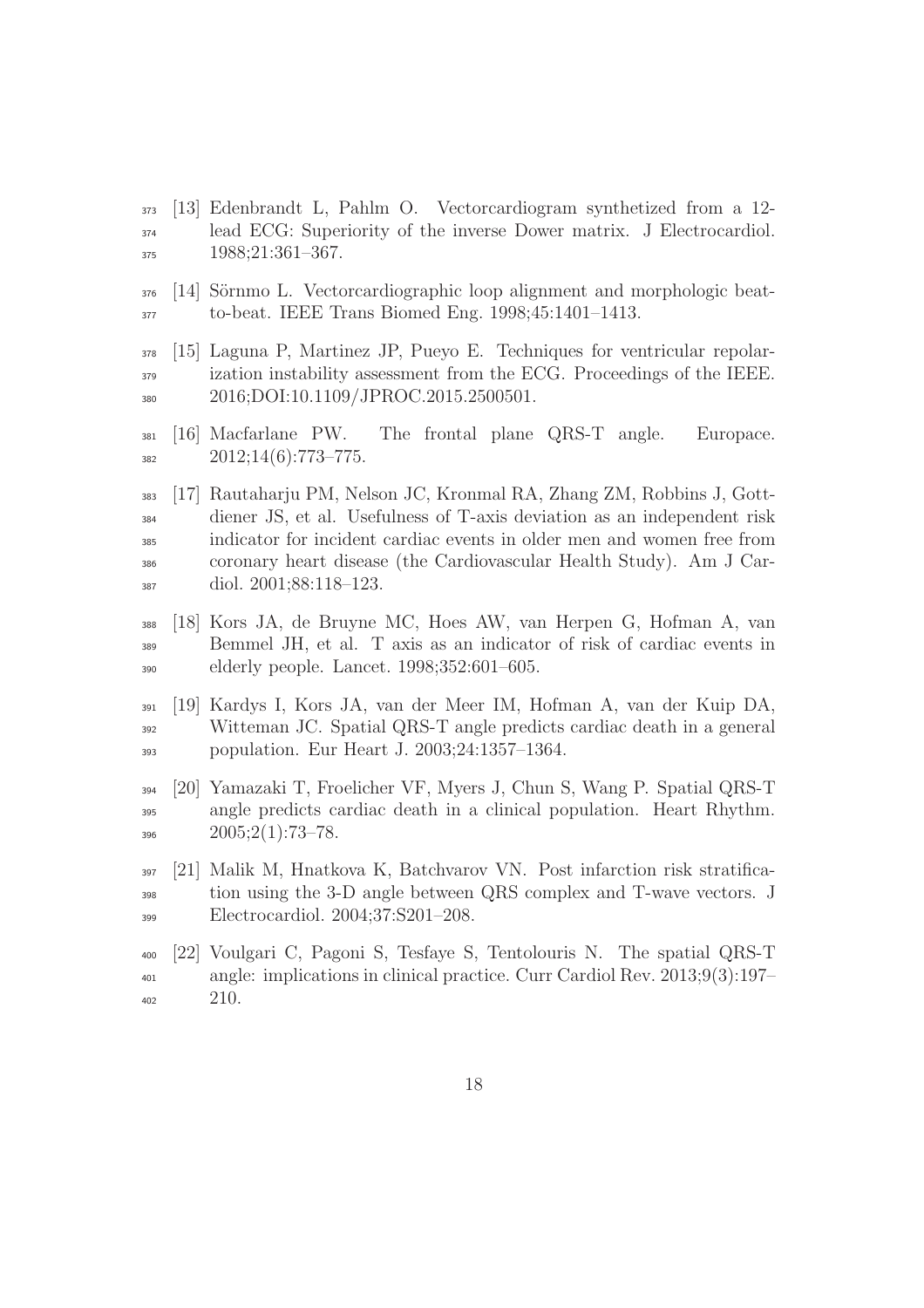[13] Edenbrandt L, Pahlm O. Vectorcardiogram synthetized from a 12-lead ECG: Superiority of the inverse Dower matrix. J Electrocardiol. 1988;21:361–367.

[14] Sörnmo L. Vectorcardiographic loop alignment and morphologic beat-to-beat. IEEE Trans Biomed Eng. 1998;45:1401–1413.

[15] Laguna P, Martinez JP, Pueyo E. Techniques for ventricular repolarization instability assessment from the ECG. Proceedings of the IEEE. 2016;DOI:10.1109/JPROC.2015.2500501.

[16] Macfarlane PW. The frontal plane QRS-T angle. Europace. 2012;14(6):773–775.

[17] Rautaharju PM, Nelson JC, Kronmal RA, Zhang ZM, Robbins J, Gottdiener JS, et al. Usefulness of T-axis deviation as an independent risk indicator for incident cardiac events in older men and women free from coronary heart disease (the Cardiovascular Health Study). Am J Cardiol. 2001;88:118–123.

[18] Kors JA, de Bruyne MC, Hoes AW, van Herpen G, Hofman A, van Bemmel JH, et al. T axis as an indicator of risk of cardiac events in elderly people. Lancet. 1998;352:601–605.

[19] Kardys I, Kors JA, van der Meer IM, Hofman A, van der Kuip DA, Witteman JC. Spatial QRS-T angle predicts cardiac death in a general population. Eur Heart J. 2003;24:1357–1364.

[20] Yamazaki T, Froelicher VF, Myers J, Chun S, Wang P. Spatial QRS-T angle predicts cardiac death in a clinical population. Heart Rhythm. 2005;2(1):73–78.

[21] Malik M, Hnatkova K, Batchvarov VN. Post infarction risk stratification using the 3-D angle between QRS complex and T-wave vectors. J Electrocardiol. 2004;37:S201–208.

[22] Voulgari C, Pagoni S, Tesfaye S, Tentolouris N. The spatial QRS-T angle: implications in clinical practice. Curr Cardiol Rev. 2013;9(3):197–210.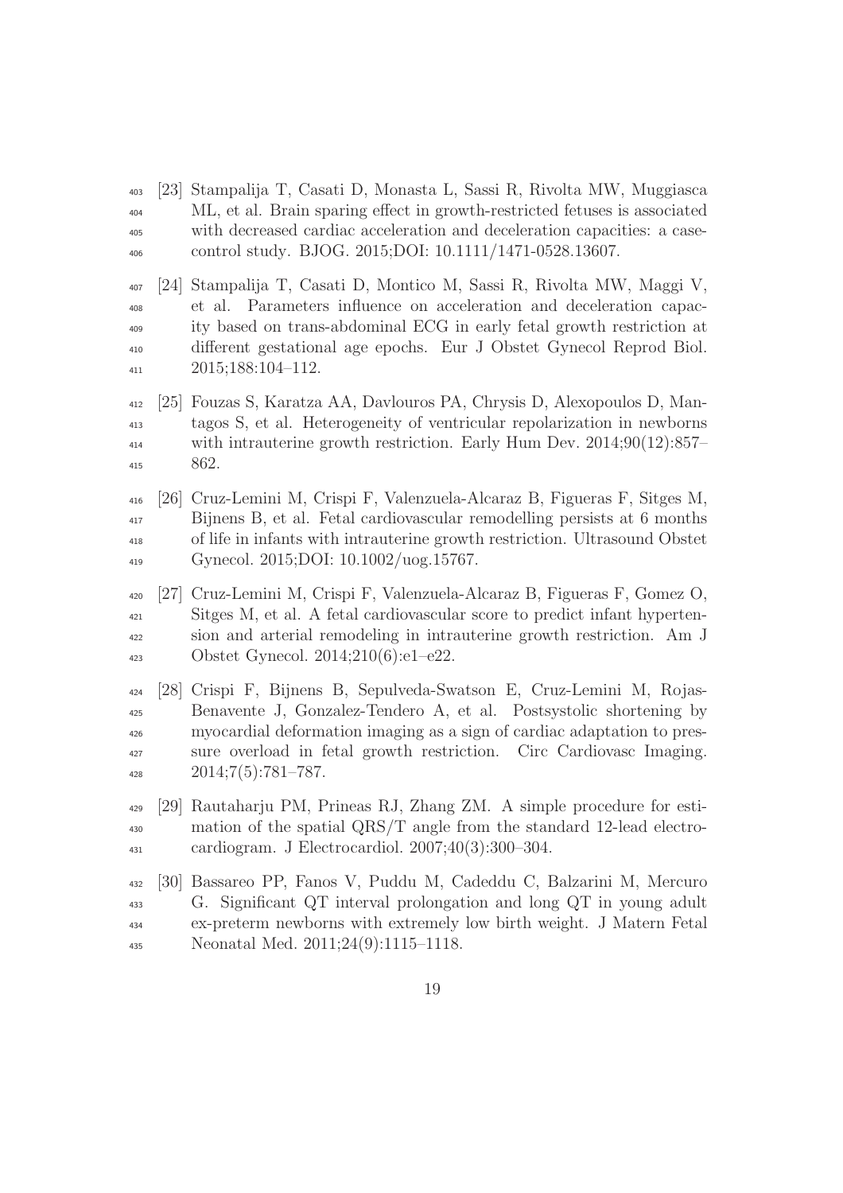[23] Stampalija T, Casati D, Monasta L, Sassi R, Rivolta MW, Muggiasca ML, et al. Brain sparing effect in growth-restricted fetuses is associated with decreased cardiac acceleration and deceleration capacities: a case-control study. BJOG. 2015;DOI: 10.1111/1471-0528.13607.

[24] Stampalija T, Casati D, Montico M, Sassi R, Rivolta MW, Maggi V, et al. Parameters influence on acceleration and deceleration capacity based on trans-abdominal ECG in early fetal growth restriction at different gestational age epochs. Eur J Obstet Gynecol Reprod Biol. 2015;188:104–112.

[25] Fouzas S, Karatza AA, Davlouros PA, Chrysis D, Alexopoulos D, Mantagos S, et al. Heterogeneity of ventricular repolarization in newborns with intrauterine growth restriction. Early Hum Dev. 2014;90(12):857–862.

[26] Cruz-Lemini M, Crispi F, Valenzuela-Alcaraz B, Figueras F, Sitges M, Bijnens B, et al. Fetal cardiovascular remodelling persists at 6 months of life in infants with intrauterine growth restriction. Ultrasound Obstet Gynecol. 2015;DOI: 10.1002/uog.15767.

[27] Cruz-Lemini M, Crispi F, Valenzuela-Alcaraz B, Figueras F, Gomez O, Sitges M, et al. A fetal cardiovascular score to predict infant hypertension and arterial remodeling in intrauterine growth restriction. Am J Obstet Gynecol. 2014;210(6):e1–e22.

[28] Crispi F, Bijnens B, Sepulveda-Swatson E, Cruz-Lemini M, Rojas-Benavente J, Gonzalez-Tendero A, et al. Postsystolic shortening by myocardial deformation imaging as a sign of cardiac adaptation to pressure overload in fetal growth restriction. Circ Cardiovasc Imaging. 2014;7(5):781–787.

[29] Rautaharju PM, Prineas RJ, Zhang ZM. A simple procedure for estimation of the spatial QRS/T angle from the standard 12-lead electrocardiogram. J Electrocardiol. 2007;40(3):300–304.

[30] Bassareo PP, Fanos V, Puddu M, Cadeddu C, Balzarini M, Mercuro G. Significant QT interval prolongation and long QT in young adult ex-preterm newborns with extremely low birth weight. J Matern Fetal Neonatal Med. 2011;24(9):1115–1118.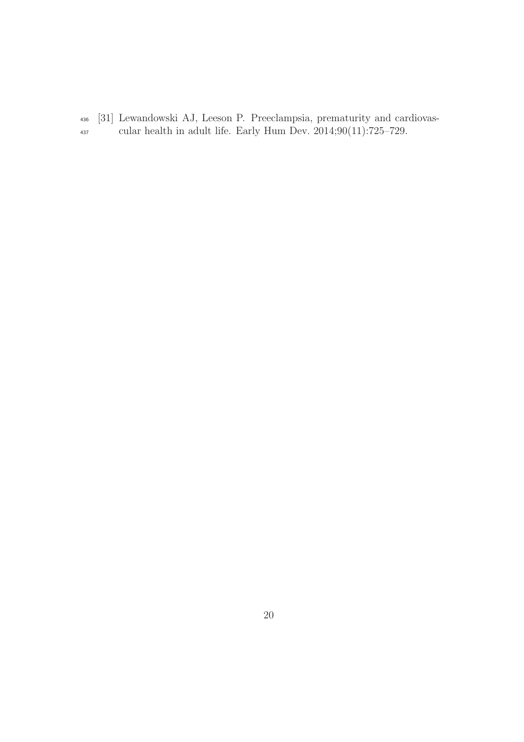[31] Lewandowski AJ, Leeson P. Preeclampsia, prematurity and cardiovascular health in adult life. Early Hum Dev. 2014;90(11):725–729.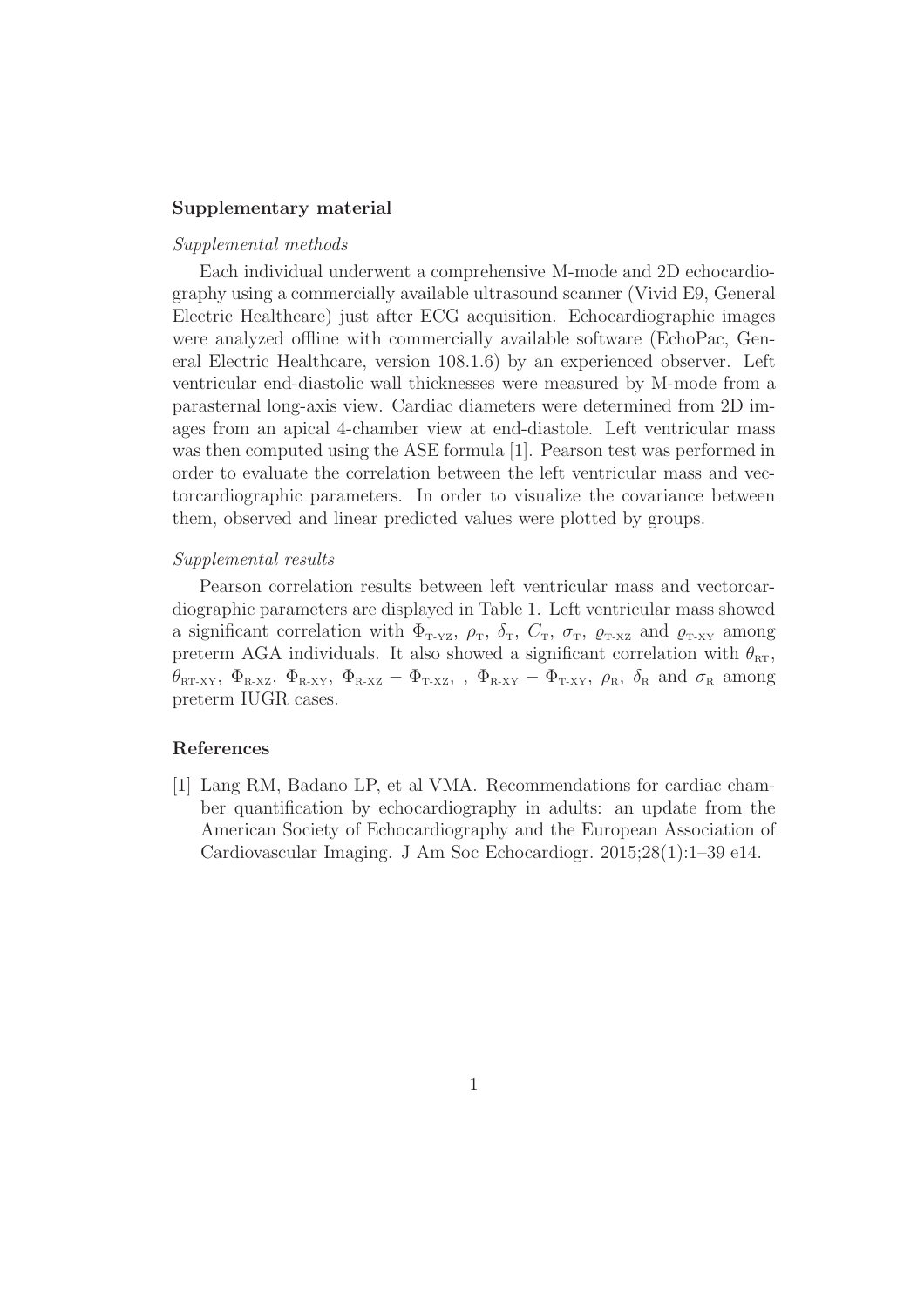## Supplementary material

### *Supplemental methods*

Each individual underwent a comprehensive M-mode and 2D echocardiography using a commercially available ultrasound scanner (Vivid E9, General Electric Healthcare) just after ECG acquisition. Echocardiographic images were analyzed offline with commercially available software (EchoPac, General Electric Healthcare, version 108.1.6) by an experienced observer. Left ventricular end-diastolic wall thicknesses were measured by M-mode from a parasternal long-axis view. Cardiac diameters were determined from 2D images from an apical 4-chamber view at end-diastole. Left ventricular mass was then computed using the ASE formula [1]. Pearson test was performed in order to evaluate the correlation between the left ventricular mass and vectorcardiographic parameters. In order to visualize the covariance between them, observed and linear predicted values were plotted by groups.

### *Supplemental results*

Pearson correlation results between left ventricular mass and vectorcardiographic parameters are displayed in Table 1. Left ventricular mass showed a significant correlation with $\Phi_{\text{T-YZ}}$, $\rho_{\text{T}}$, $\delta_{\text{T}}$, $C_{\text{T}}$, $\sigma_{\text{T}}$, $\varrho_{\text{T-XZ}}$ and $\varrho_{\text{T-XY}}$ among preterm AGA individuals. It also showed a significant correlation with $\theta_{\text{RT}}$, $\theta_{\text{RT-XY}}$, $\Phi_{\text{R-XZ}}$, $\Phi_{\text{R-XY}}$, $\Phi_{\text{R-XZ}} - \Phi_{\text{T-XZ}}$, , $\Phi_{\text{R-XY}} - \Phi_{\text{T-XY}}$, $\rho_{\text{R}}$, $\delta_{\text{R}}$ and $\sigma_{\text{R}}$ among preterm IUGR cases.

## References

[1] Lang RM, Badano LP, et al VMA. Recommendations for cardiac chamber quantification by echocardiography in adults: an update from the American Society of Echocardiography and the European Association of Cardiovascular Imaging. J Am Soc Echocardiogr. 2015;28(1):1–39 e14.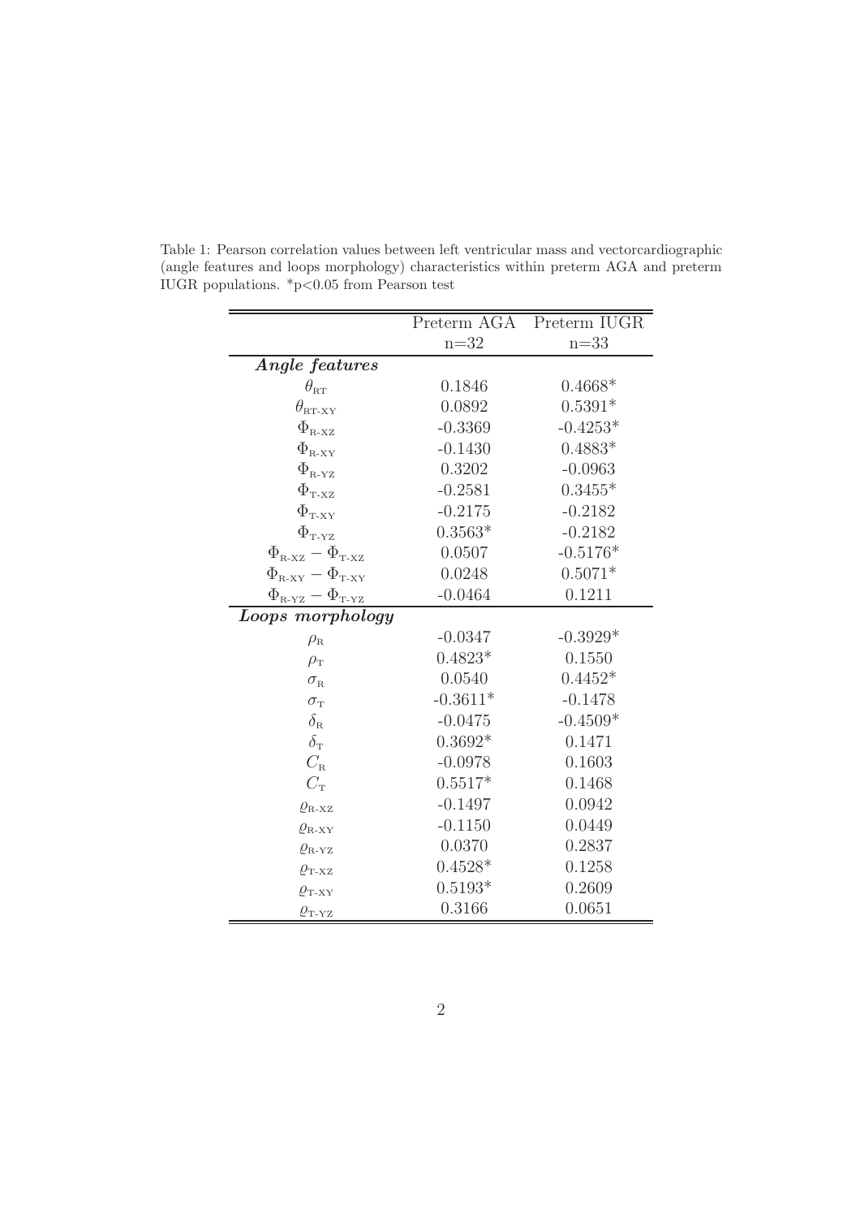Table 1: Pearson correlation values between left ventricular mass and vectorcardiographic (angle features and loops morphology) characteristics within preterm AGA and preterm IUGR populations. *p<0.05 from Pearson test

| | Preterm AGA | Preterm IUGR |
|---|---|---|
| | n=32 | n=33 |
| ***Angle features*** | | |
| $\theta_{\text{RT}}$ | 0.1846 | 0.4668* |
| $\theta_{\text{RT-XY}}$ | 0.0892 | 0.5391* |
| $\Phi_{\text{R-XZ}}$ | -0.3369 | -0.4253* |
| $\Phi_{\text{R-XY}}$ | -0.1430 | 0.4883* |
| $\Phi_{\text{R-YZ}}$ | 0.3202 | -0.0963 |
| $\Phi_{\text{T-XZ}}$ | -0.2581 | 0.3455* |
| $\Phi_{\text{T-XY}}$ | -0.2175 | -0.2182 |
| $\Phi_{\text{T-YZ}}$ | 0.3563* | -0.2182 |
| $\Phi_{\text{R-XZ}} - \Phi_{\text{T-XZ}}$ | 0.0507 | -0.5176* |
| $\Phi_{\text{R-XY}} - \Phi_{\text{T-XY}}$ | 0.0248 | 0.5071* |
| $\Phi_{\text{R-YZ}} - \Phi_{\text{T-YZ}}$ | -0.0464 | 0.1211 |
| ***Loops morphology*** | | |
| $\rho_{\text{R}}$ | -0.0347 | -0.3929* |
| $\rho_{\text{T}}$ | 0.4823* | 0.1550 |
| $\sigma_{\text{R}}$ | 0.0540 | 0.4452* |
| $\sigma_{\text{T}}$ | -0.3611* | -0.1478 |
| $\delta_{\text{R}}$ | -0.0475 | -0.4509* |
| $\delta_{\text{T}}$ | 0.3692* | 0.1471 |
| $C_{\text{R}}$ | -0.0978 | 0.1603 |
| $C_{\text{T}}$ | 0.5517* | 0.1468 |
| $\varrho_{\text{R-XZ}}$ | -0.1497 | 0.0942 |
| $\varrho_{\text{R-XY}}$ | -0.1150 | 0.0449 |
| $\varrho_{\text{R-YZ}}$ | 0.0370 | 0.2837 |
| $\varrho_{\text{T-XZ}}$ | 0.4528* | 0.1258 |
| $\varrho_{\text{T-XY}}$ | 0.5193* | 0.2609 |
| $\varrho_{\text{T-YZ}}$ | 0.3166 | 0.0651 |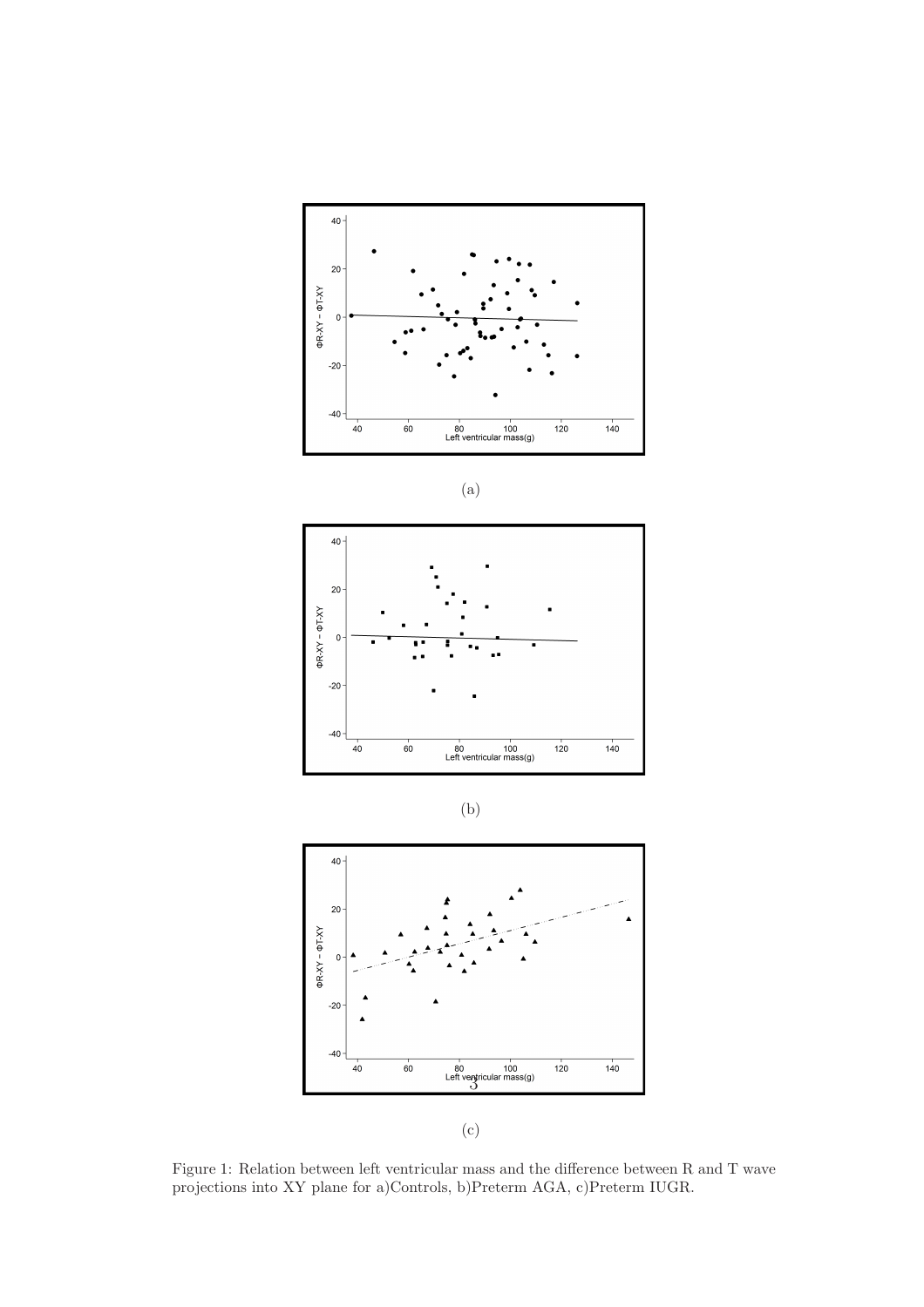40
20
0
-20
-40
ΦR-XY − ΦT-XY
40 60 80 100 120 140
Left ventricular mass(g)

(a)

40
20
0
-20
-40
ΦR-XY − ΦT-XY
40 60 80 100 120 140
Left ventricular mass(g)

(b)

40
20
0
-20
-40
ΦR-XY − ΦT-XY
40 60 80 100 120 140
Left ventricular mass(g)

(c)

Figure 1: Relation between left ventricular mass and the difference between R and T wave projections into XY plane for a)Controls, b)Preterm AGA, c)Preterm IUGR.